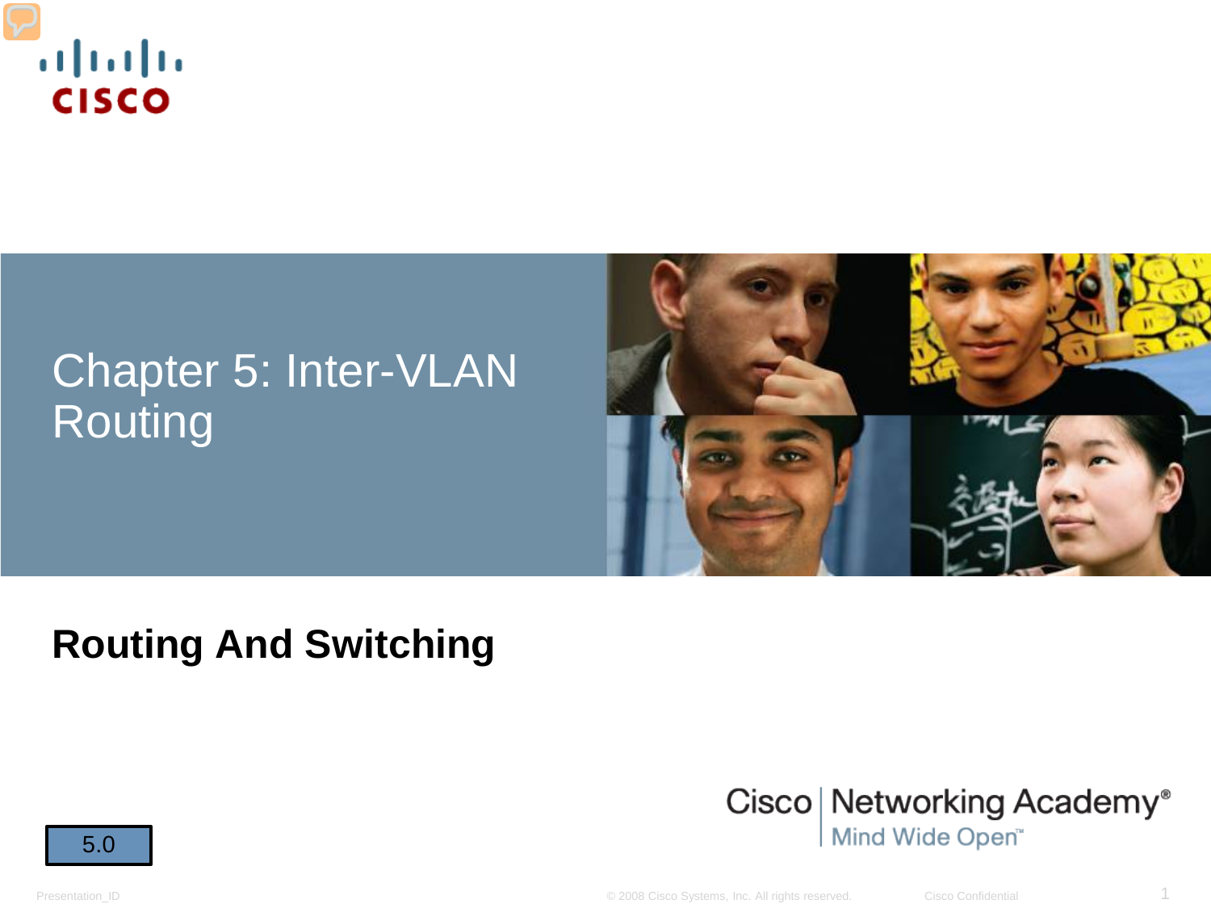# Chapter 5: Inter-VLAN Routing

## Routing And Switching

5.0

Cisco | Networking Academy®
Mind Wide Open™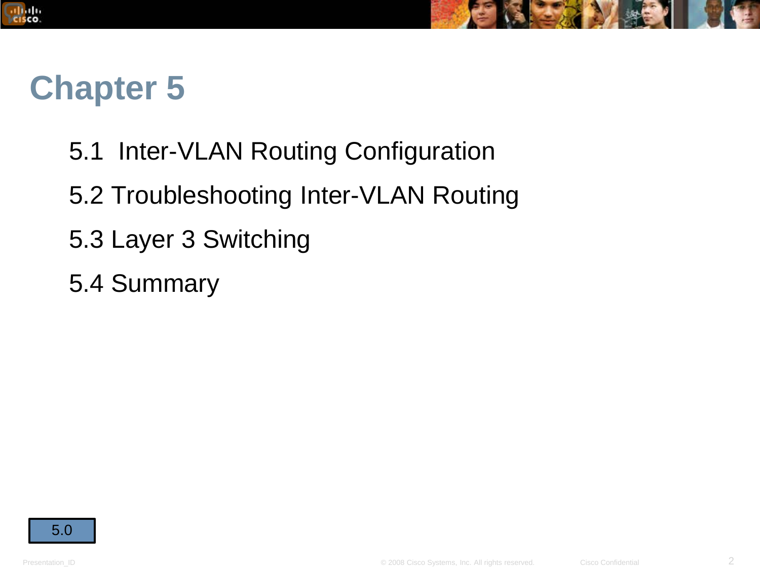# Chapter 5

5.1 Inter-VLAN Routing Configuration

5.2 Troubleshooting Inter-VLAN Routing

5.3 Layer 3 Switching

5.4 Summary

5.0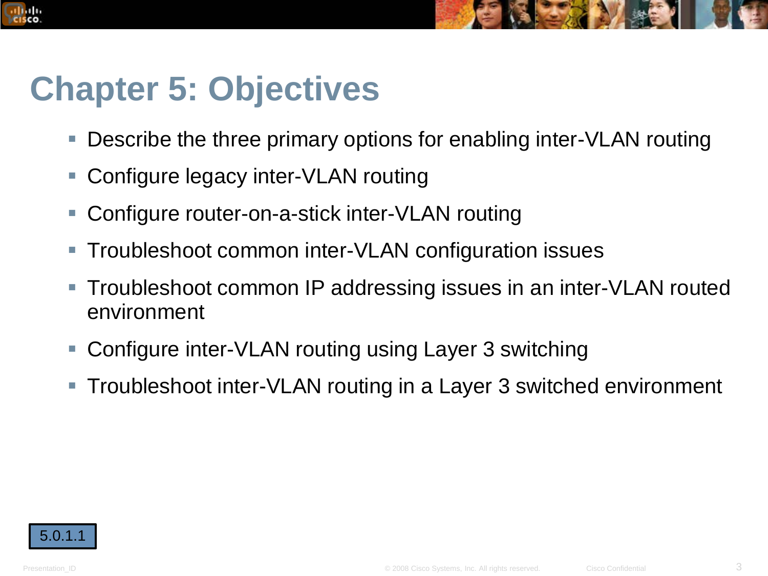# Chapter 5: Objectives

- Describe the three primary options for enabling inter-VLAN routing
- Configure legacy inter-VLAN routing
- Configure router-on-a-stick inter-VLAN routing
- Troubleshoot common inter-VLAN configuration issues
- Troubleshoot common IP addressing issues in an inter-VLAN routed environment
- Configure inter-VLAN routing using Layer 3 switching
- Troubleshoot inter-VLAN routing in a Layer 3 switched environment

5.0.1.1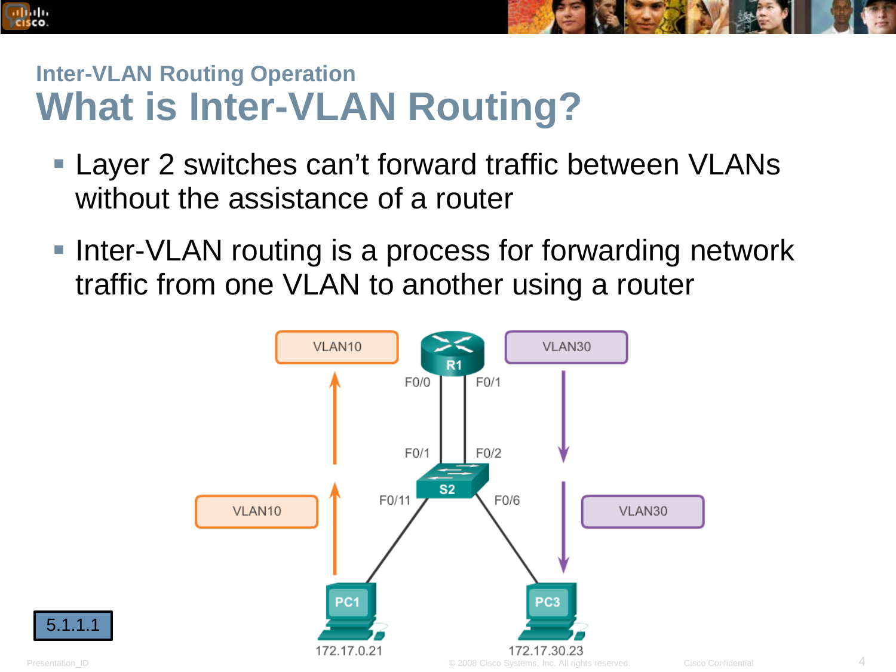## Inter-VLAN Routing Operation

# What is Inter-VLAN Routing?

- Layer 2 switches can’t forward traffic between VLANs without the assistance of a router
- Inter-VLAN routing is a process for forwarding network traffic from one VLAN to another using a router

VLAN10 | R1 | VLAN30

F0/0 | F0/1

F0/1 | F0/2

S2

F0/11 | F0/6

VLAN10 | VLAN30

PC1 172.17.0.21

PC3 172.17.30.23

5.1.1.1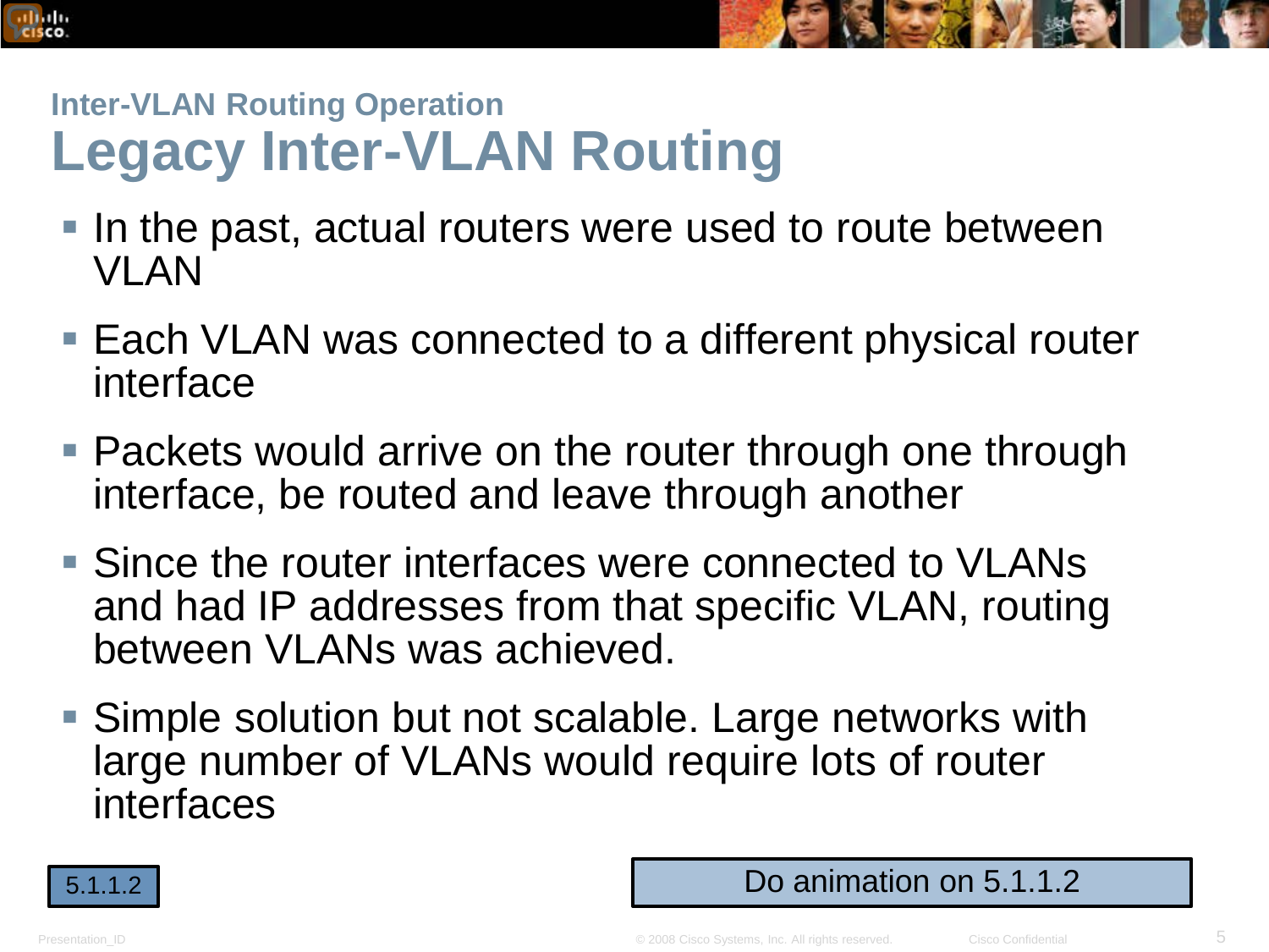## Inter-VLAN Routing Operation

# Legacy Inter-VLAN Routing

- In the past, actual routers were used to route between VLAN
- Each VLAN was connected to a different physical router interface
- Packets would arrive on the router through one through interface, be routed and leave through another
- Since the router interfaces were connected to VLANs and had IP addresses from that specific VLAN, routing between VLANs was achieved.
- Simple solution but not scalable. Large networks with large number of VLANs would require lots of router interfaces

5.1.1.2

Do animation on 5.1.1.2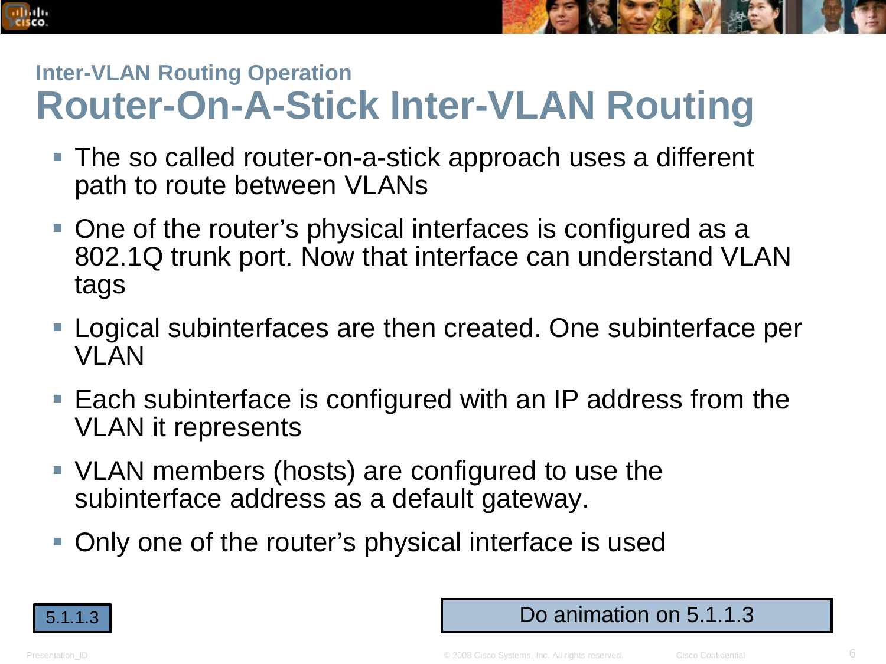## Inter-VLAN Routing Operation

# Router-On-A-Stick Inter-VLAN Routing

- The so called router-on-a-stick approach uses a different path to route between VLANs
- One of the router's physical interfaces is configured as a 802.1Q trunk port. Now that interface can understand VLAN tags
- Logical subinterfaces are then created. One subinterface per VLAN
- Each subinterface is configured with an IP address from the VLAN it represents
- VLAN members (hosts) are configured to use the subinterface address as a default gateway.
- Only one of the router's physical interface is used

5.1.1.3

Do animation on 5.1.1.3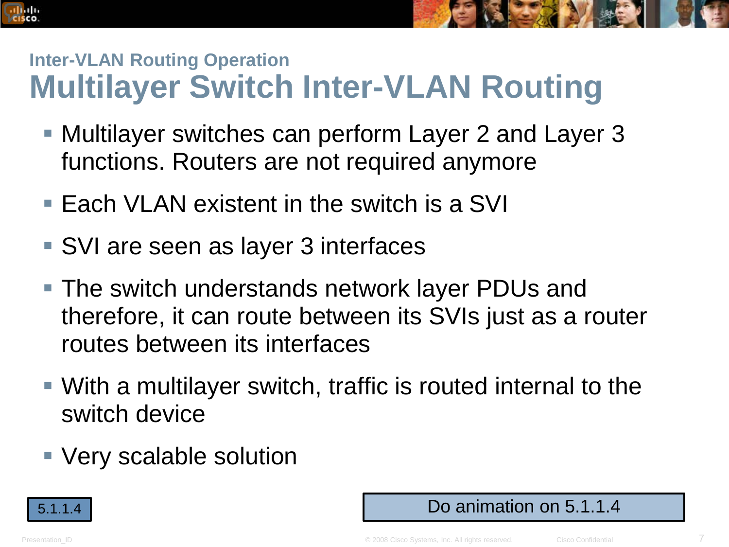### Inter-VLAN Routing Operation

# Multilayer Switch Inter-VLAN Routing

- Multilayer switches can perform Layer 2 and Layer 3 functions. Routers are not required anymore
- Each VLAN existent in the switch is a SVI
- SVI are seen as layer 3 interfaces
- The switch understands network layer PDUs and therefore, it can route between its SVIs just as a router routes between its interfaces
- With a multilayer switch, traffic is routed internal to the switch device
- Very scalable solution

5.1.1.4

Do animation on 5.1.1.4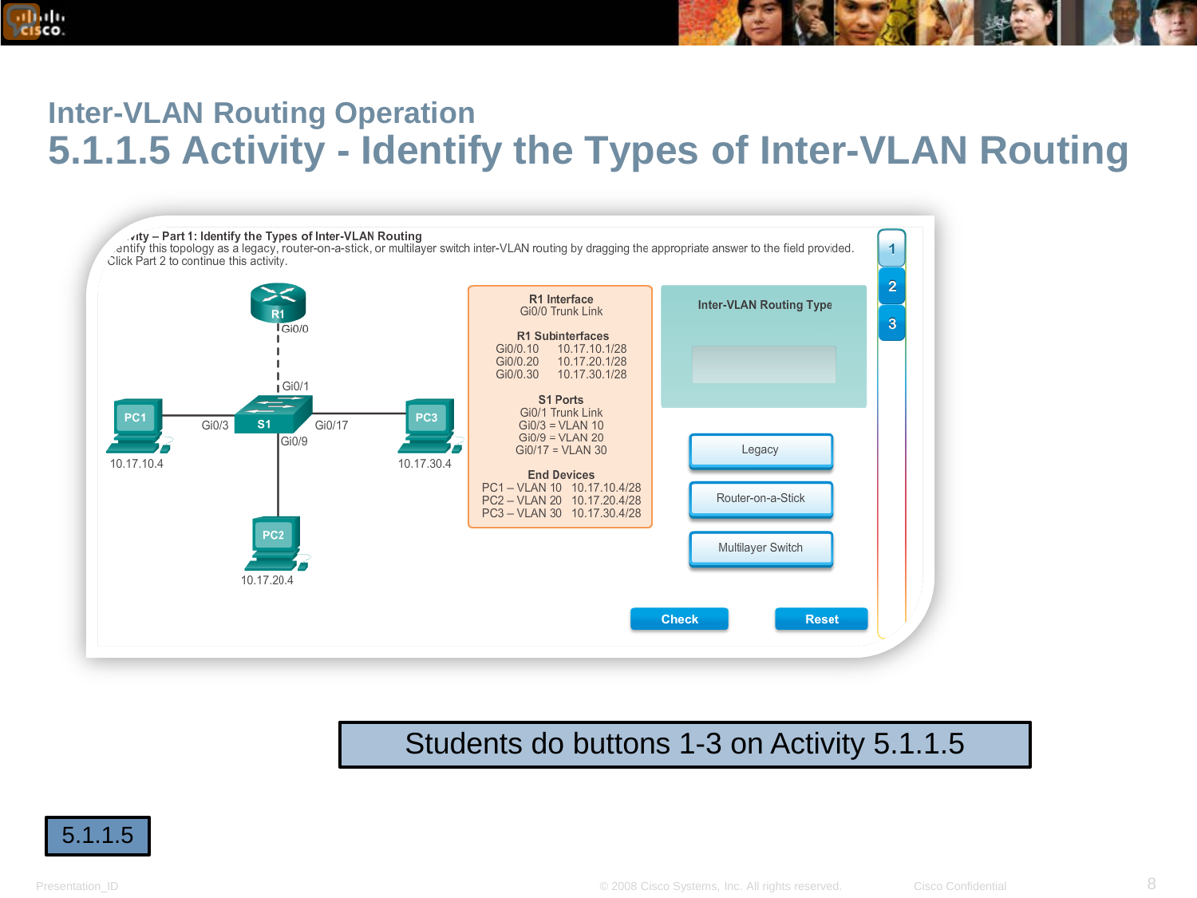## Inter-VLAN Routing Operation

# 5.1.1.5 Activity - Identify the Types of Inter-VLAN Routing

**...vity – Part 1: Identify the Types of Inter-VLAN Routing**

...entify this topology as a legacy, router-on-a-stick, or multilayer switch inter-VLAN routing by dragging the appropriate answer to the field provided. Click Part 2 to continue this activity.

R1 Gi0/0

Gi0/1

PC1 Gi0/3 S1 Gi0/17 PC3

Gi0/9

10.17.10.4

10.17.30.4

PC2

10.17.20.4

**R1 Interface**
Gi0/0 Trunk Link

**R1 Subinterfaces**
Gi0/0.10  10.17.10.1/28
Gi0/0.20  10.17.20.1/28
Gi0/0.30  10.17.30.1/28

**S1 Ports**
Gi0/1 Trunk Link
Gi0/3 = VLAN 10
Gi0/9 = VLAN 20
Gi0/17 = VLAN 30

**End Devices**
PC1 – VLAN 10  10.17.10.4/28
PC2 – VLAN 20  10.17.20.4/28
PC3 – VLAN 30  10.17.30.4/28

**Inter-VLAN Routing Type**

Legacy

Router-on-a-Stick

Multilayer Switch

Check  Reset

1 2 3

Students do buttons 1-3 on Activity 5.1.1.5

5.1.1.5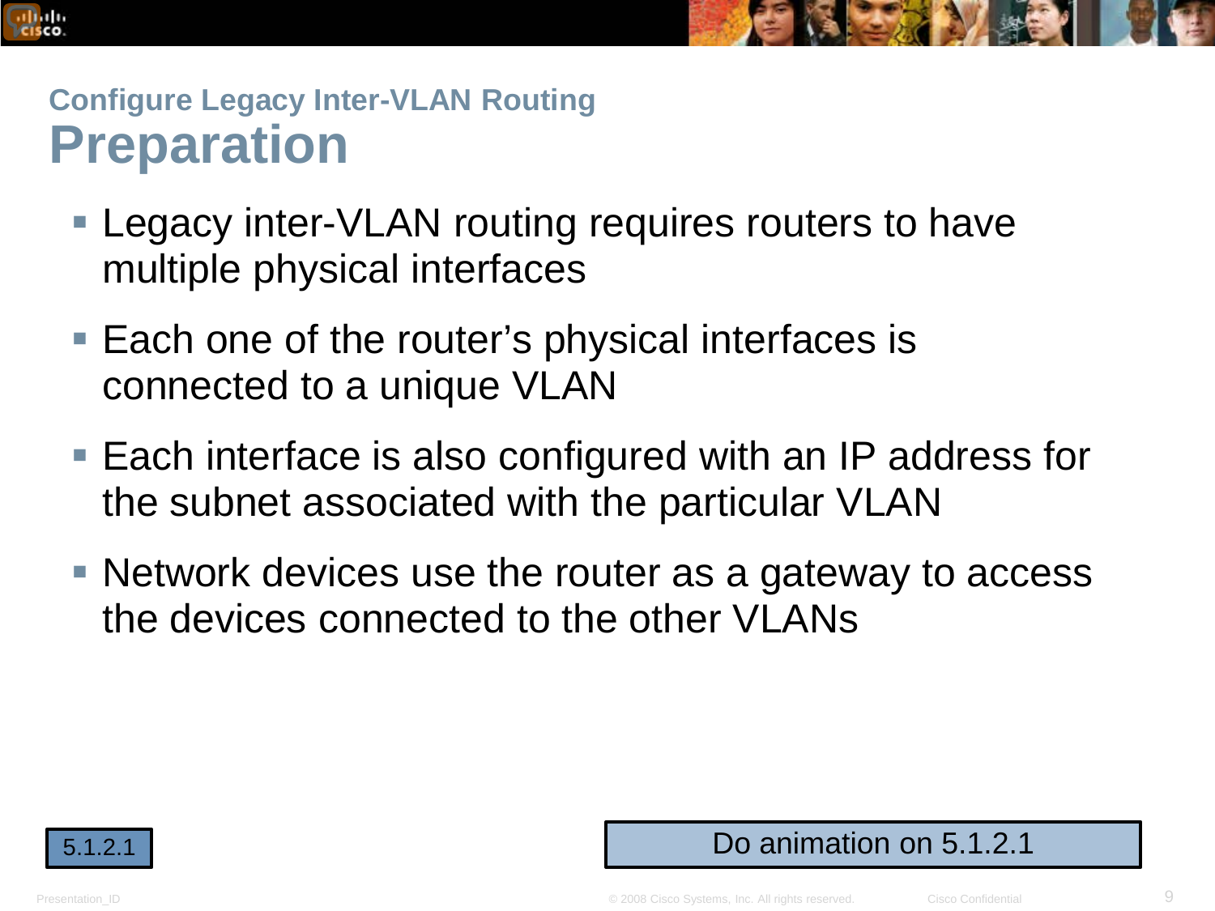## Configure Legacy Inter-VLAN Routing

# Preparation

- Legacy inter-VLAN routing requires routers to have multiple physical interfaces
- Each one of the router's physical interfaces is connected to a unique VLAN
- Each interface is also configured with an IP address for the subnet associated with the particular VLAN
- Network devices use the router as a gateway to access the devices connected to the other VLANs

5.1.2.1

Do animation on 5.1.2.1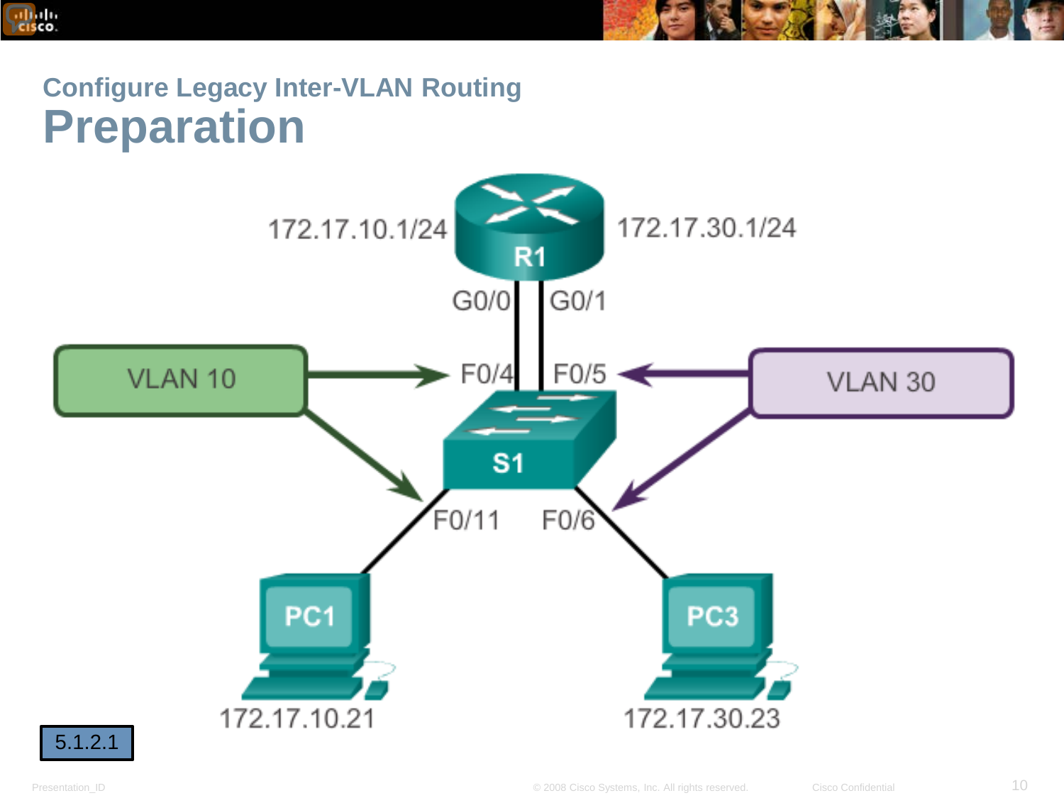## Configure Legacy Inter-VLAN Routing

# Preparation

172.17.10.1/24

R1

172.17.30.1/24

G0/0

G0/1

VLAN 10

F0/4

F0/5

VLAN 30

S1

F0/11

F0/6

PC1

PC3

172.17.10.21

172.17.30.23

5.1.2.1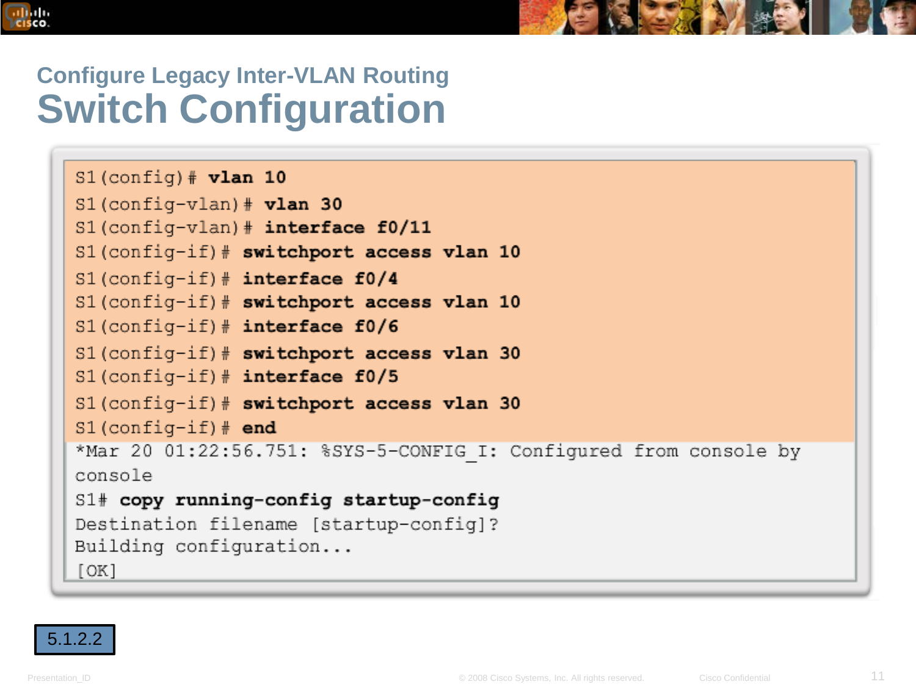## Configure Legacy Inter-VLAN Routing

# Switch Configuration

```
S1(config)# vlan 10
S1(config-vlan)# vlan 30
S1(config-vlan)# interface f0/11
S1(config-if)# switchport access vlan 10
S1(config-if)# interface f0/4
S1(config-if)# switchport access vlan 10
S1(config-if)# interface f0/6
S1(config-if)# switchport access vlan 30
S1(config-if)# interface f0/5
S1(config-if)# switchport access vlan 30
S1(config-if)# end
*Mar 20 01:22:56.751: %SYS-5-CONFIG_I: Configured from console by
console
S1# copy running-config startup-config
Destination filename [startup-config]?
Building configuration...
[OK]
```

5.1.2.2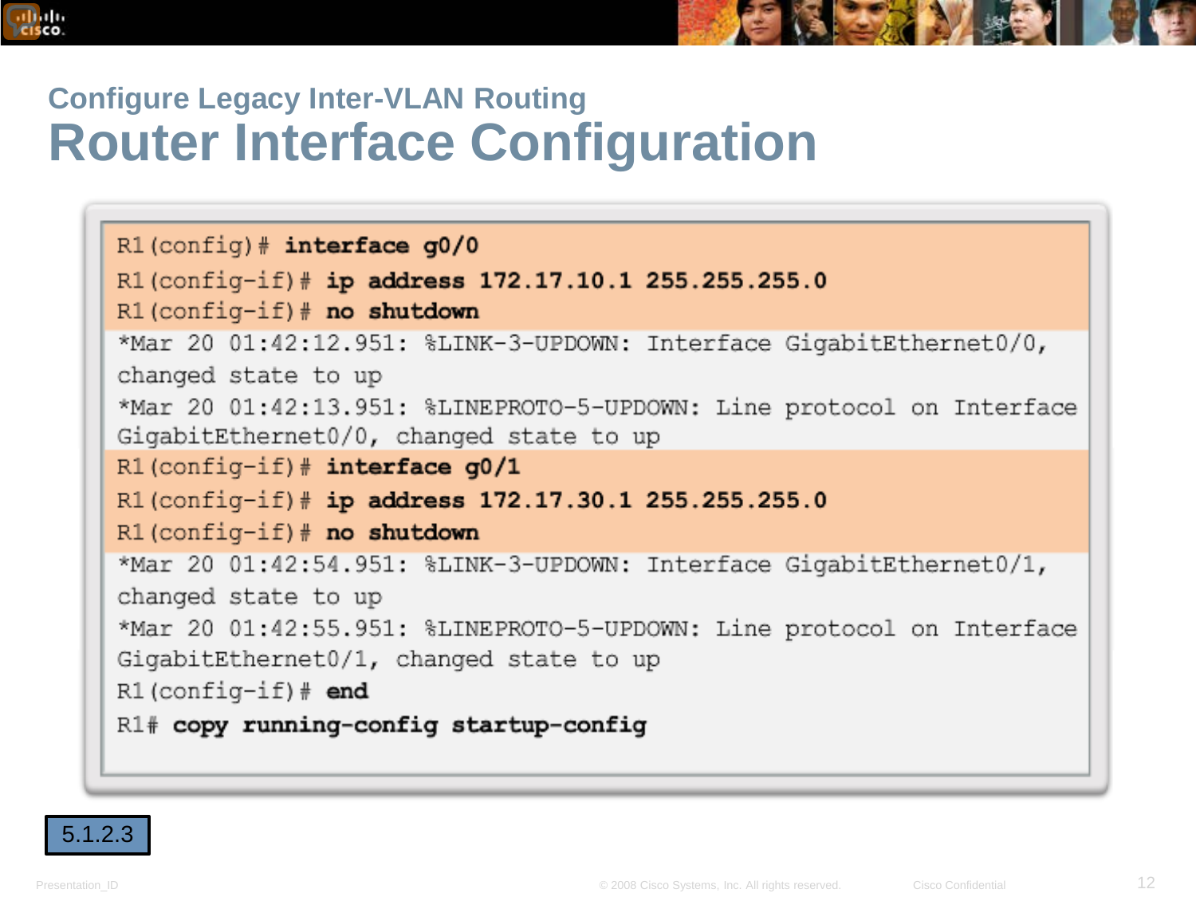## Configure Legacy Inter-VLAN Routing

# Router Interface Configuration

```
R1(config)# interface g0/0
R1(config-if)# ip address 172.17.10.1 255.255.255.0
R1(config-if)# no shutdown
*Mar 20 01:42:12.951: %LINK-3-UPDOWN: Interface GigabitEthernet0/0,
changed state to up
*Mar 20 01:42:13.951: %LINEPROTO-5-UPDOWN: Line protocol on Interface
GigabitEthernet0/0, changed state to up
R1(config-if)# interface g0/1
R1(config-if)# ip address 172.17.30.1 255.255.255.0
R1(config-if)# no shutdown
*Mar 20 01:42:54.951: %LINK-3-UPDOWN: Interface GigabitEthernet0/1,
changed state to up
*Mar 20 01:42:55.951: %LINEPROTO-5-UPDOWN: Line protocol on Interface
GigabitEthernet0/1, changed state to up
R1(config-if)# end
R1# copy running-config startup-config
```

5.1.2.3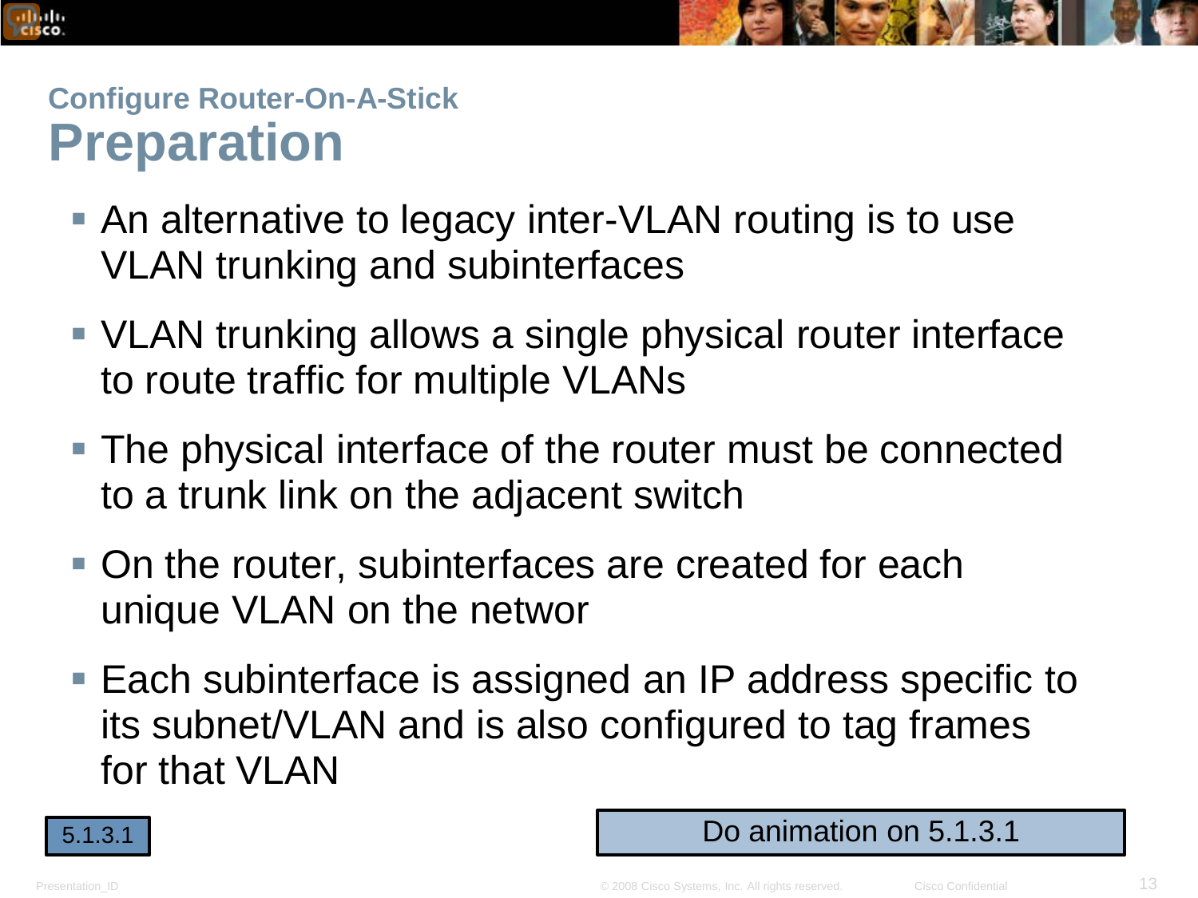## Configure Router-On-A-Stick

# Preparation

- An alternative to legacy inter-VLAN routing is to use VLAN trunking and subinterfaces
- VLAN trunking allows a single physical router interface to route traffic for multiple VLANs
- The physical interface of the router must be connected to a trunk link on the adjacent switch
- On the router, subinterfaces are created for each unique VLAN on the networ
- Each subinterface is assigned an IP address specific to its subnet/VLAN and is also configured to tag frames for that VLAN

5.1.3.1

Do animation on 5.1.3.1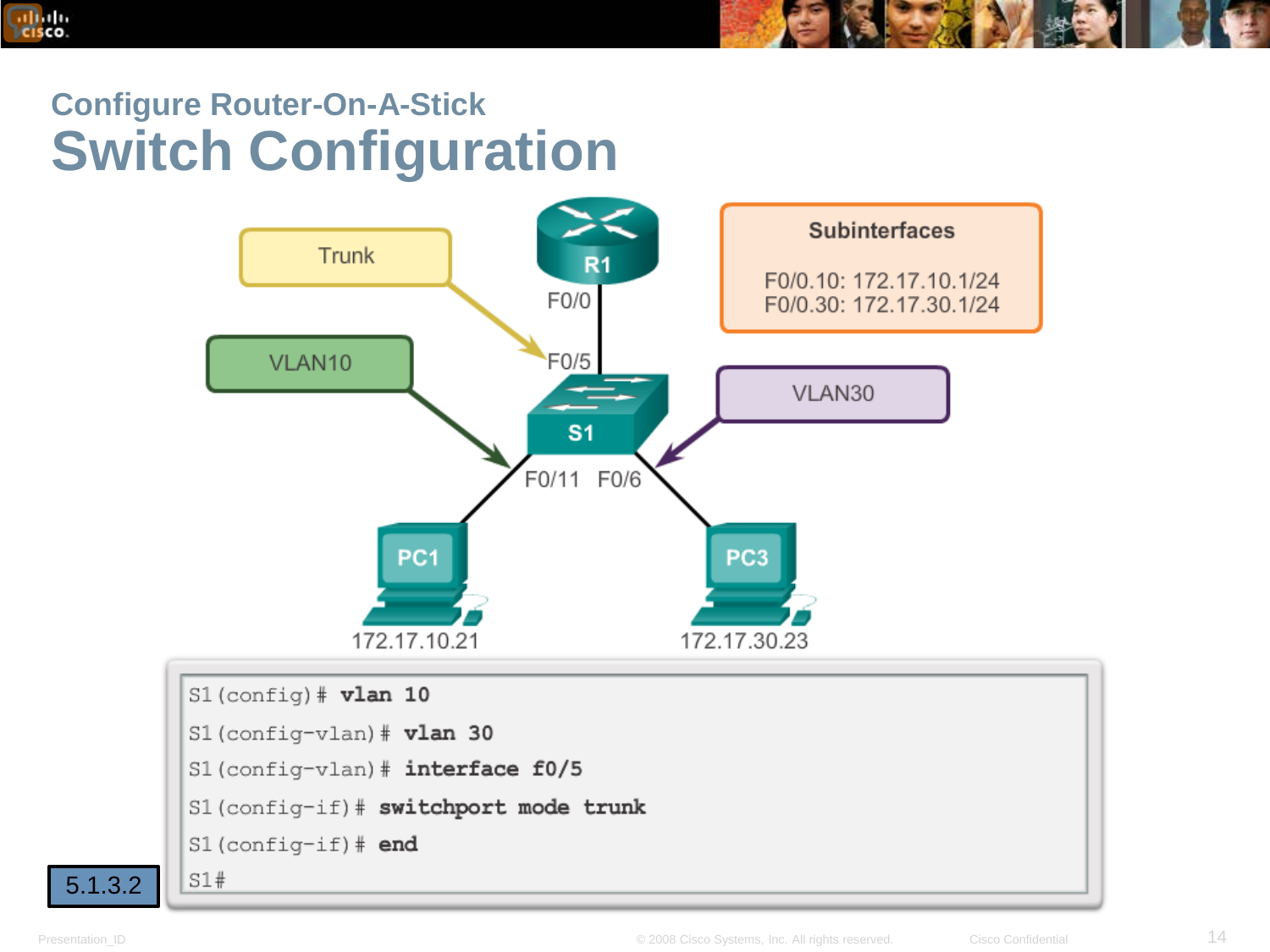## Configure Router-On-A-Stick

# Switch Configuration

Trunk

VLAN10

VLAN30

R1

F0/0

F0/5

S1

F0/11 F0/6

PC1

PC3

172.17.10.21

172.17.30.23

**Subinterfaces**

F0/0.10: 172.17.10.1/24
F0/0.30: 172.17.30.1/24

```
S1(config)# vlan 10
S1(config-vlan)# vlan 30
S1(config-vlan)# interface f0/5
S1(config-if)# switchport mode trunk
S1(config-if)# end
S1#
```

5.1.3.2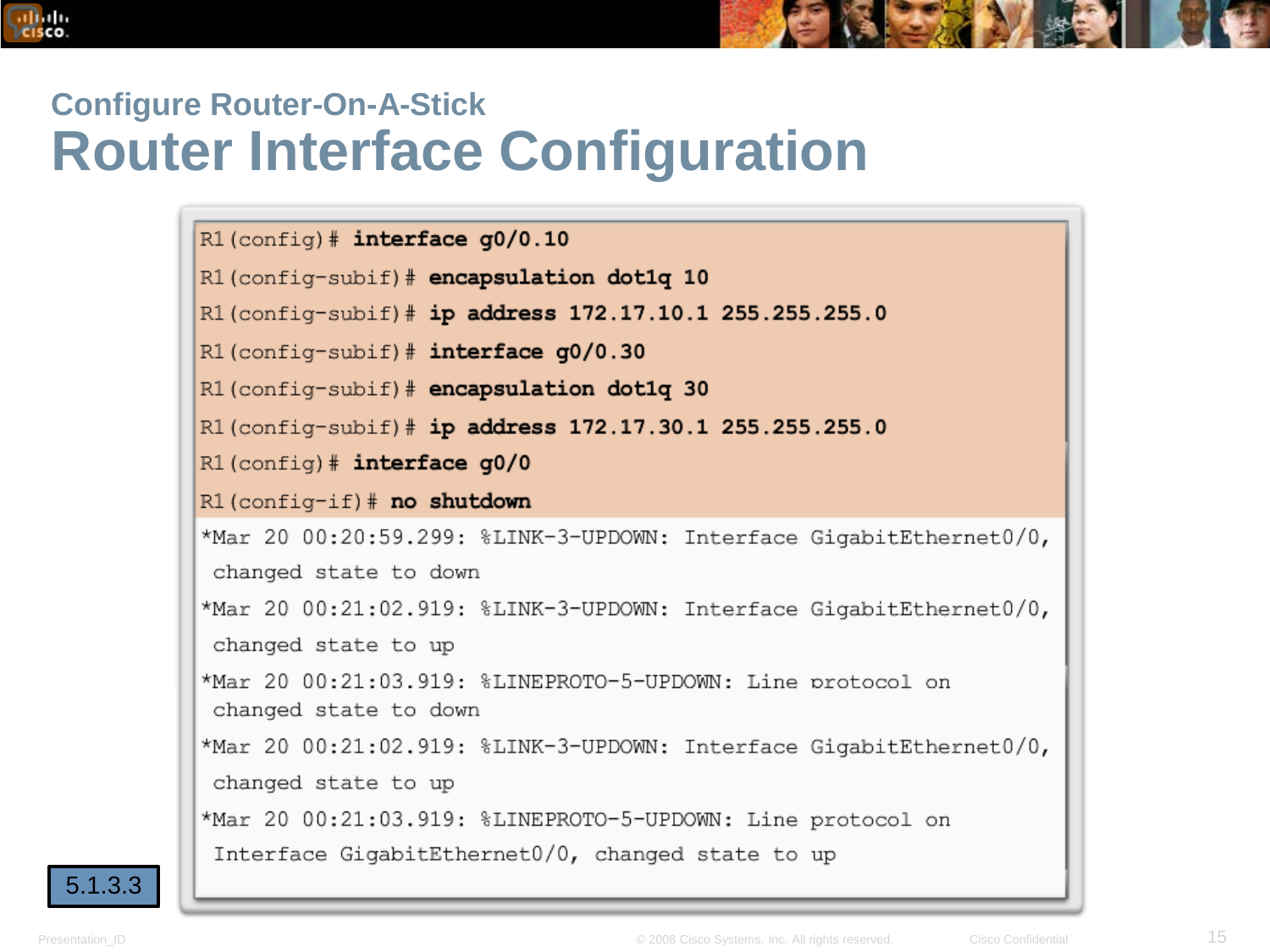## Configure Router-On-A-Stick

# Router Interface Configuration

```
R1(config)# interface g0/0.10
R1(config-subif)# encapsulation dot1q 10
R1(config-subif)# ip address 172.17.10.1 255.255.255.0
R1(config-subif)# interface g0/0.30
R1(config-subif)# encapsulation dot1q 30
R1(config-subif)# ip address 172.17.30.1 255.255.255.0
R1(config)# interface g0/0
R1(config-if)# no shutdown
*Mar 20 00:20:59.299: %LINK-3-UPDOWN: Interface GigabitEthernet0/0,
 changed state to down
*Mar 20 00:21:02.919: %LINK-3-UPDOWN: Interface GigabitEthernet0/0,
 changed state to up
*Mar 20 00:21:03.919: %LINEPROTO-5-UPDOWN: Line protocol on
 changed state to down
*Mar 20 00:21:02.919: %LINK-3-UPDOWN: Interface GigabitEthernet0/0,
 changed state to up
*Mar 20 00:21:03.919: %LINEPROTO-5-UPDOWN: Line protocol on
 Interface GigabitEthernet0/0, changed state to up
```

5.1.3.3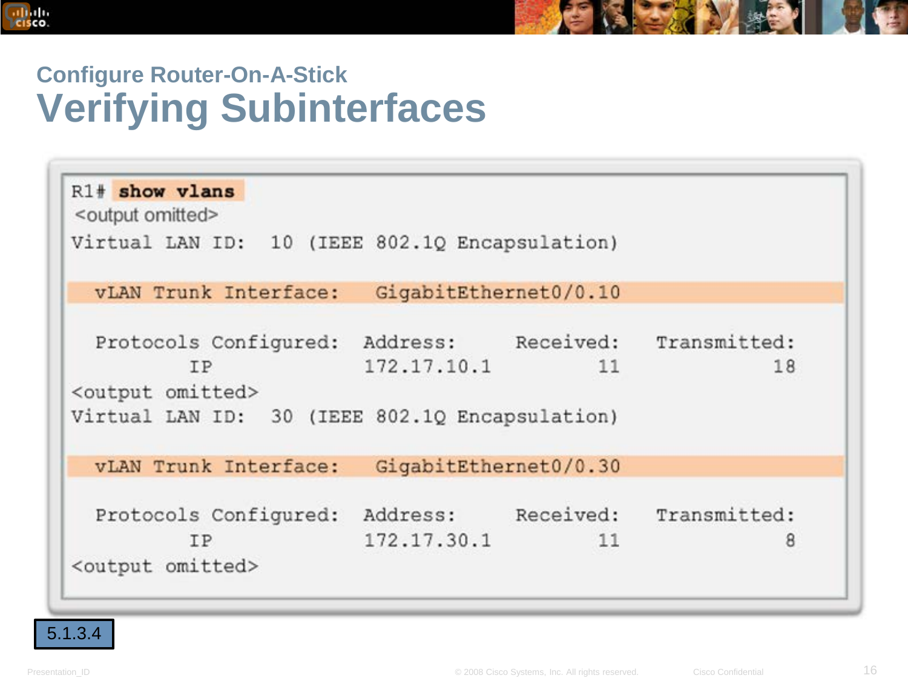## Configure Router-On-A-Stick

# Verifying Subinterfaces

```
R1# show vlans
<output omitted>
Virtual LAN ID:  10 (IEEE 802.1Q Encapsulation)

  vLAN Trunk Interface:   GigabitEthernet0/0.10

  Protocols Configured:  Address:      Received:    Transmitted:
          IP             172.17.10.1          11              18
<output omitted>
Virtual LAN ID:  30 (IEEE 802.1Q Encapsulation)

  vLAN Trunk Interface:   GigabitEthernet0/0.30

  Protocols Configured:  Address:      Received:    Transmitted:
          IP             172.17.30.1          11               8
<output omitted>
```

5.1.3.4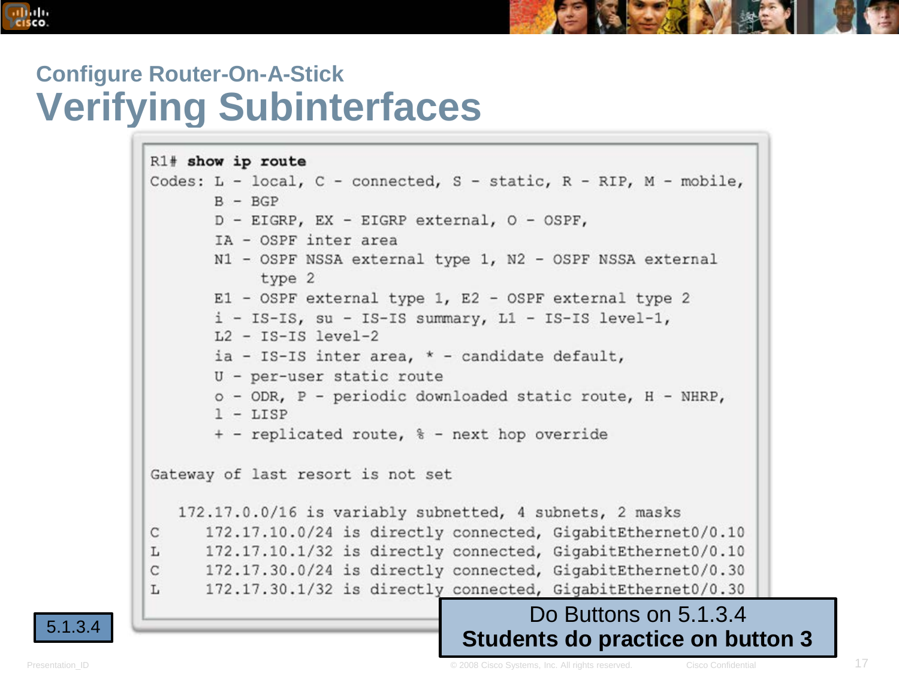## Configure Router-On-A-Stick

# Verifying Subinterfaces

```
R1# show ip route
Codes: L - local, C - connected, S - static, R - RIP, M - mobile,
       B - BGP
       D - EIGRP, EX - EIGRP external, O - OSPF,
       IA - OSPF inter area
       N1 - OSPF NSSA external type 1, N2 - OSPF NSSA external
          type 2
       E1 - OSPF external type 1, E2 - OSPF external type 2
       i - IS-IS, su - IS-IS summary, L1 - IS-IS level-1,
       L2 - IS-IS level-2
       ia - IS-IS inter area, * - candidate default,
       U - per-user static route
       o - ODR, P - periodic downloaded static route, H - NHRP,
       l - LISP
       + - replicated route, % - next hop override

Gateway of last resort is not set

   172.17.0.0/16 is variably subnetted, 4 subnets, 2 masks
C     172.17.10.0/24 is directly connected, GigabitEthernet0/0.10
L     172.17.10.1/32 is directly connected, GigabitEthernet0/0.10
C     172.17.30.0/24 is directly connected, GigabitEthernet0/0.30
L     172.17.30.1/32 is directly connected, GigabitEthernet0/0.30
```

5.1.3.4

Do Buttons on 5.1.3.4
**Students do practice on button 3**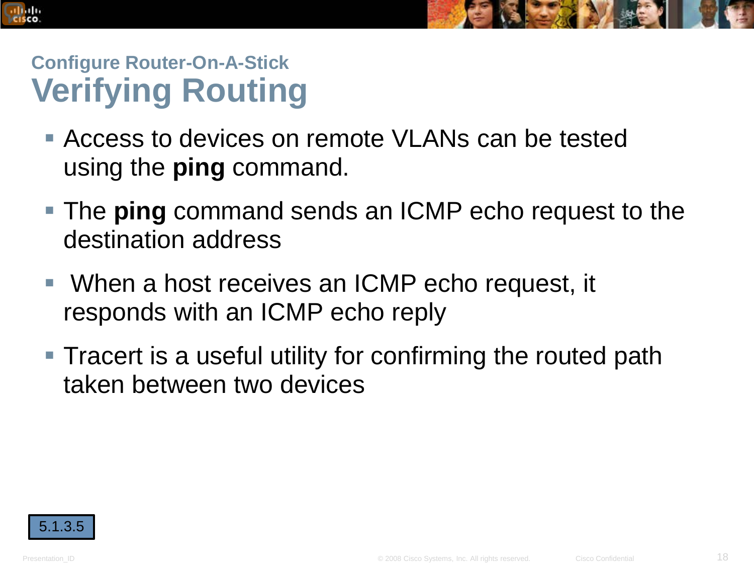### Configure Router-On-A-Stick

# Verifying Routing

- Access to devices on remote VLANs can be tested using the **ping** command.
- The **ping** command sends an ICMP echo request to the destination address
- When a host receives an ICMP echo request, it responds with an ICMP echo reply
- Tracert is a useful utility for confirming the routed path taken between two devices

5.1.3.5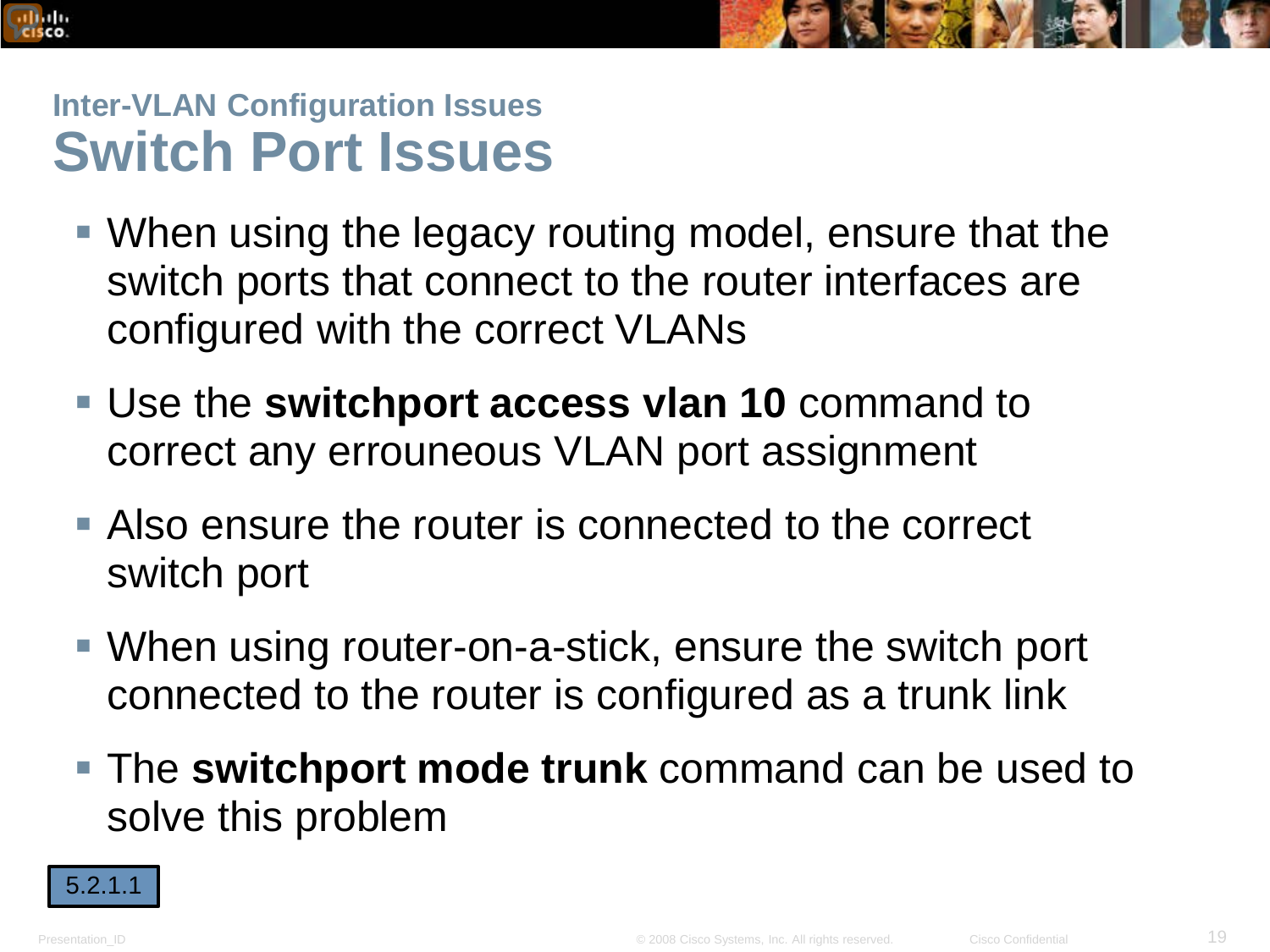## Inter-VLAN Configuration Issues

# Switch Port Issues

- When using the legacy routing model, ensure that the switch ports that connect to the router interfaces are configured with the correct VLANs
- Use the **switchport access vlan 10** command to correct any errouneous VLAN port assignment
- Also ensure the router is connected to the correct switch port
- When using router-on-a-stick, ensure the switch port connected to the router is configured as a trunk link
- The **switchport mode trunk** command can be used to solve this problem

5.2.1.1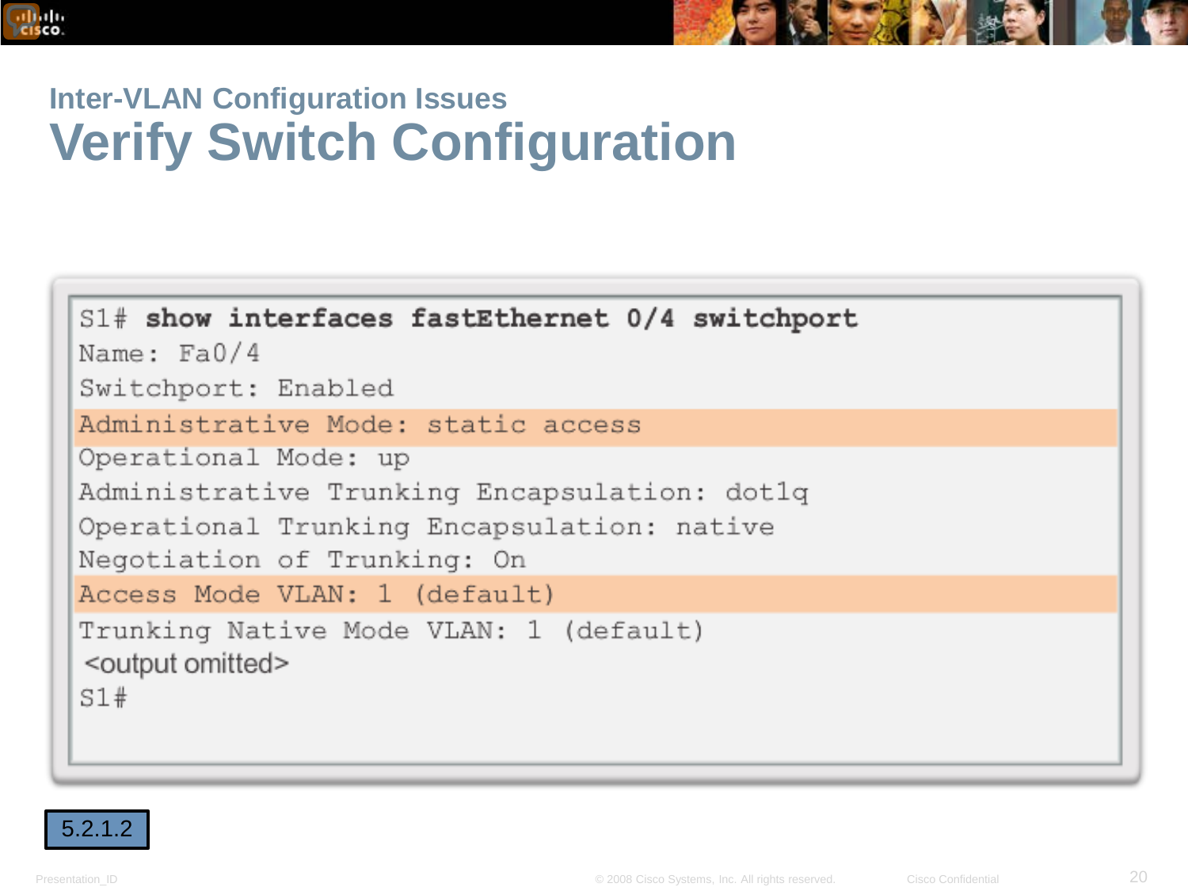## Inter-VLAN Configuration Issues

# Verify Switch Configuration

```
S1# show interfaces fastEthernet 0/4 switchport
Name: Fa0/4
Switchport: Enabled
Administrative Mode: static access
Operational Mode: up
Administrative Trunking Encapsulation: dot1q
Operational Trunking Encapsulation: native
Negotiation of Trunking: On
Access Mode VLAN: 1 (default)
Trunking Native Mode VLAN: 1 (default)
 <output omitted>
S1#
```

5.2.1.2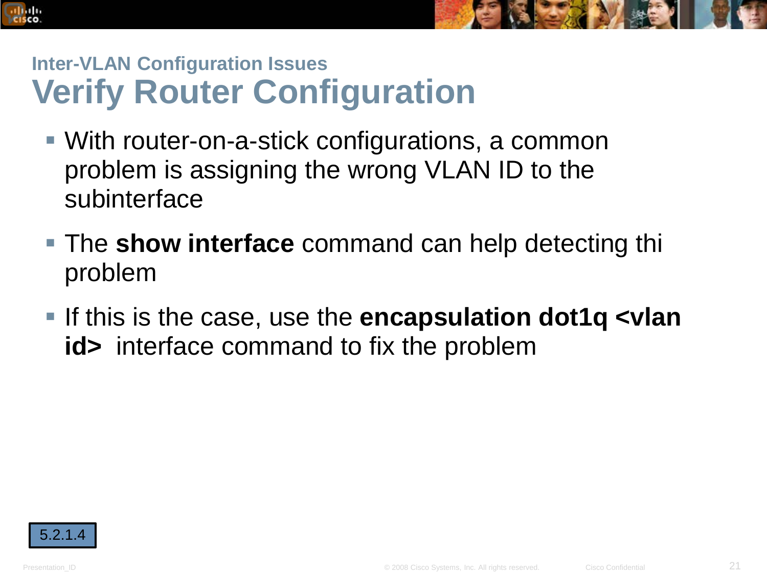### Inter-VLAN Configuration Issues

# Verify Router Configuration

- With router-on-a-stick configurations, a common problem is assigning the wrong VLAN ID to the subinterface
- The **show interface** command can help detecting thi problem
- If this is the case, use the **encapsulation dot1q <vlan id>** interface command to fix the problem

5.2.1.4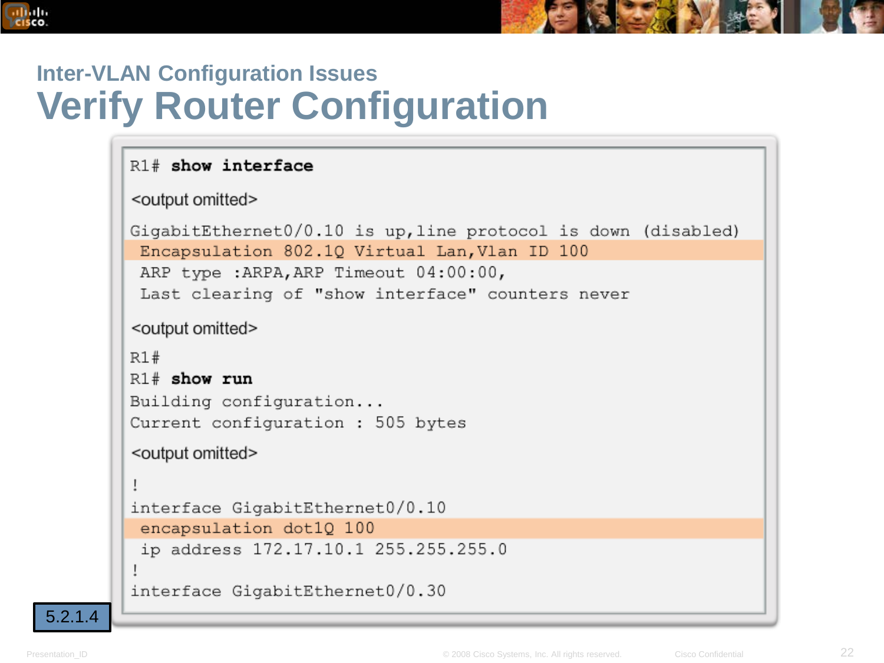## Inter-VLAN Configuration Issues

# Verify Router Configuration

```
R1# show interface
<output omitted>
GigabitEthernet0/0.10 is up,line protocol is down (disabled)
 Encapsulation 802.1Q Virtual Lan,Vlan ID 100
 ARP type :ARPA,ARP Timeout 04:00:00,
 Last clearing of "show interface" counters never
<output omitted>
R1#
R1# show run
Building configuration...
Current configuration : 505 bytes
<output omitted>
!
interface GigabitEthernet0/0.10
 encapsulation dot1Q 100
 ip address 172.17.10.1 255.255.255.0
!
interface GigabitEthernet0/0.30
```

5.2.1.4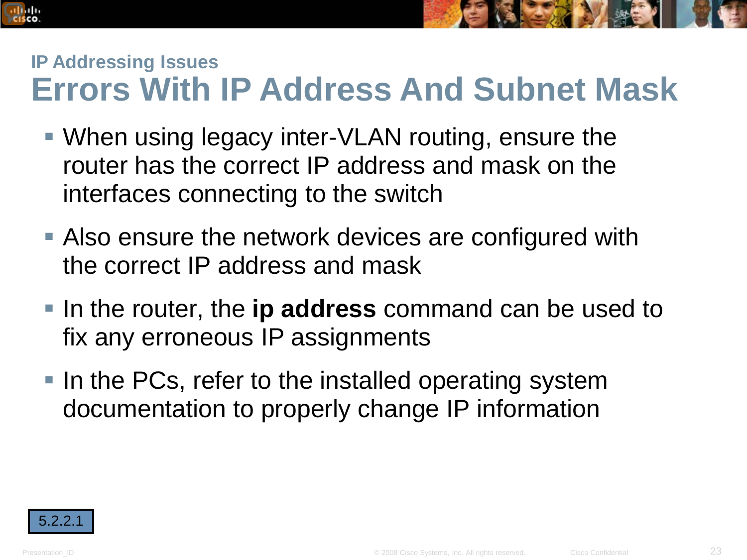### IP Addressing Issues

# Errors With IP Address And Subnet Mask

- When using legacy inter-VLAN routing, ensure the router has the correct IP address and mask on the interfaces connecting to the switch
- Also ensure the network devices are configured with the correct IP address and mask
- In the router, the **ip address** command can be used to fix any erroneous IP assignments
- In the PCs, refer to the installed operating system documentation to properly change IP information

5.2.2.1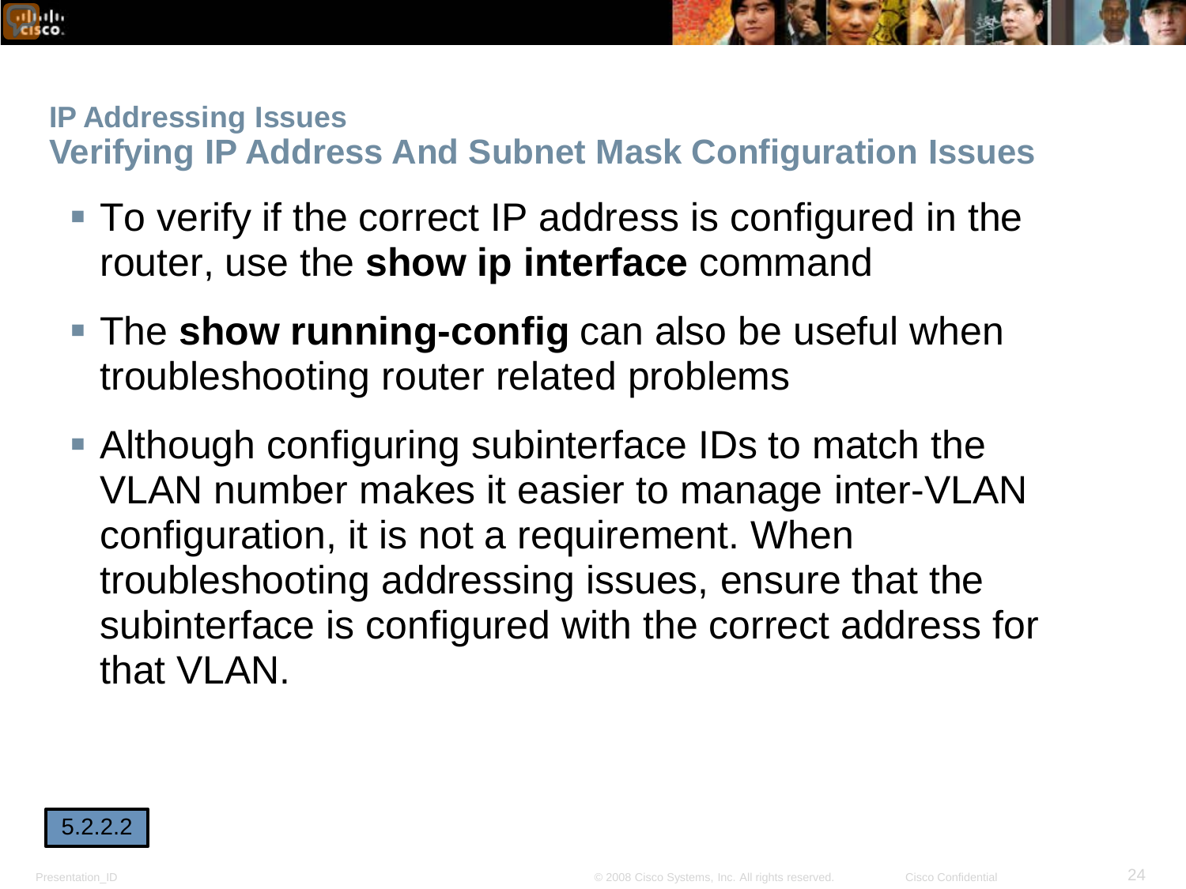## IP Addressing Issues
## Verifying IP Address And Subnet Mask Configuration Issues

- To verify if the correct IP address is configured in the router, use the **show ip interface** command
- The **show running-config** can also be useful when troubleshooting router related problems
- Although configuring subinterface IDs to match the VLAN number makes it easier to manage inter-VLAN configuration, it is not a requirement. When troubleshooting addressing issues, ensure that the subinterface is configured with the correct address for that VLAN.

5.2.2.2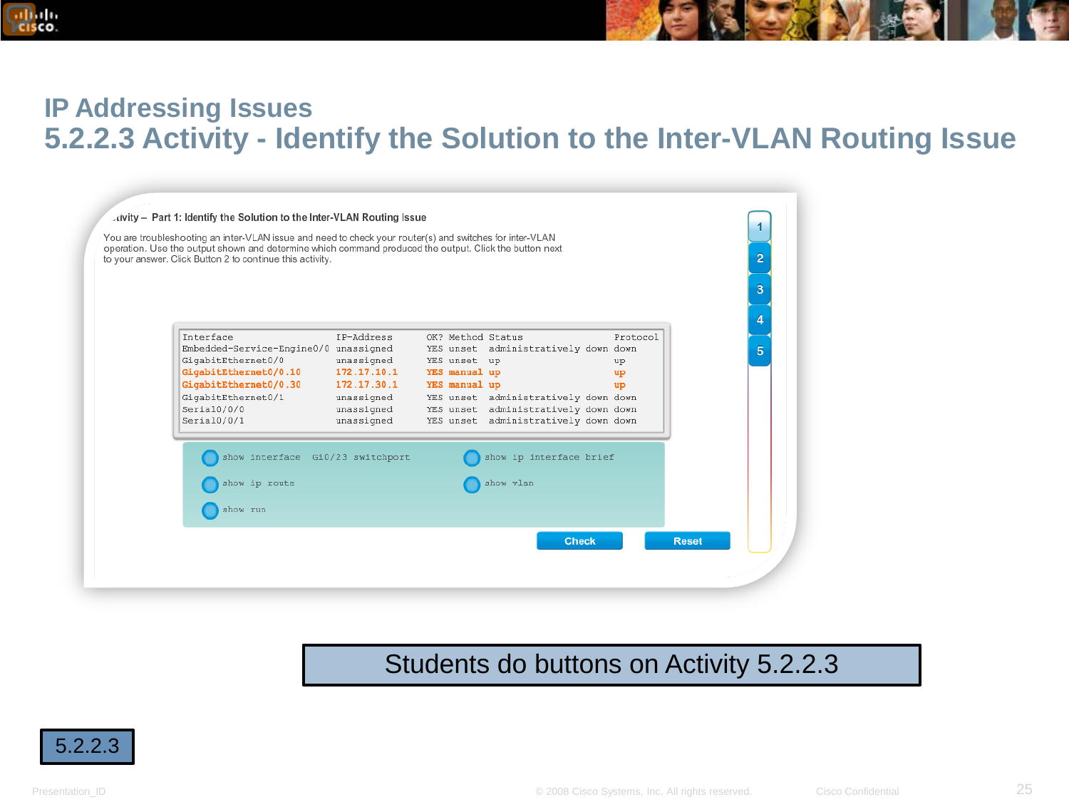# IP Addressing Issues

## 5.2.2.3 Activity - Identify the Solution to the Inter-VLAN Routing Issue

...tivity – Part 1: Identify the Solution to the Inter-VLAN Routing Issue

You are troubleshooting an inter-VLAN issue and need to check your router(s) and switches for inter-VLAN operation. Use the output shown and determine which command produced the output. Click the button next to your answer. Click Button 2 to continue this activity.

```
Interface                  IP-Address      OK? Method Status                Protocol
Embedded-Service-Engine0/0 unassigned      YES unset  administratively down down
GigabitEthernet0/0         unassigned      YES unset  up                    up
GigabitEthernet0/0.10      172.17.10.1     YES manual up                    up
GigabitEthernet0/0.30      172.17.30.1     YES manual up                    up
GigabitEthernet0/1         unassigned      YES unset  administratively down down
Serial0/0/0                unassigned      YES unset  administratively down down
Serial0/0/1                unassigned      YES unset  administratively down down
```

- show interface Gi0/23 switchport
- show ip interface brief
- show ip route
- show vlan
- show run

Check | Reset

1 2 3 4 5

Students do buttons on Activity 5.2.2.3

5.2.2.3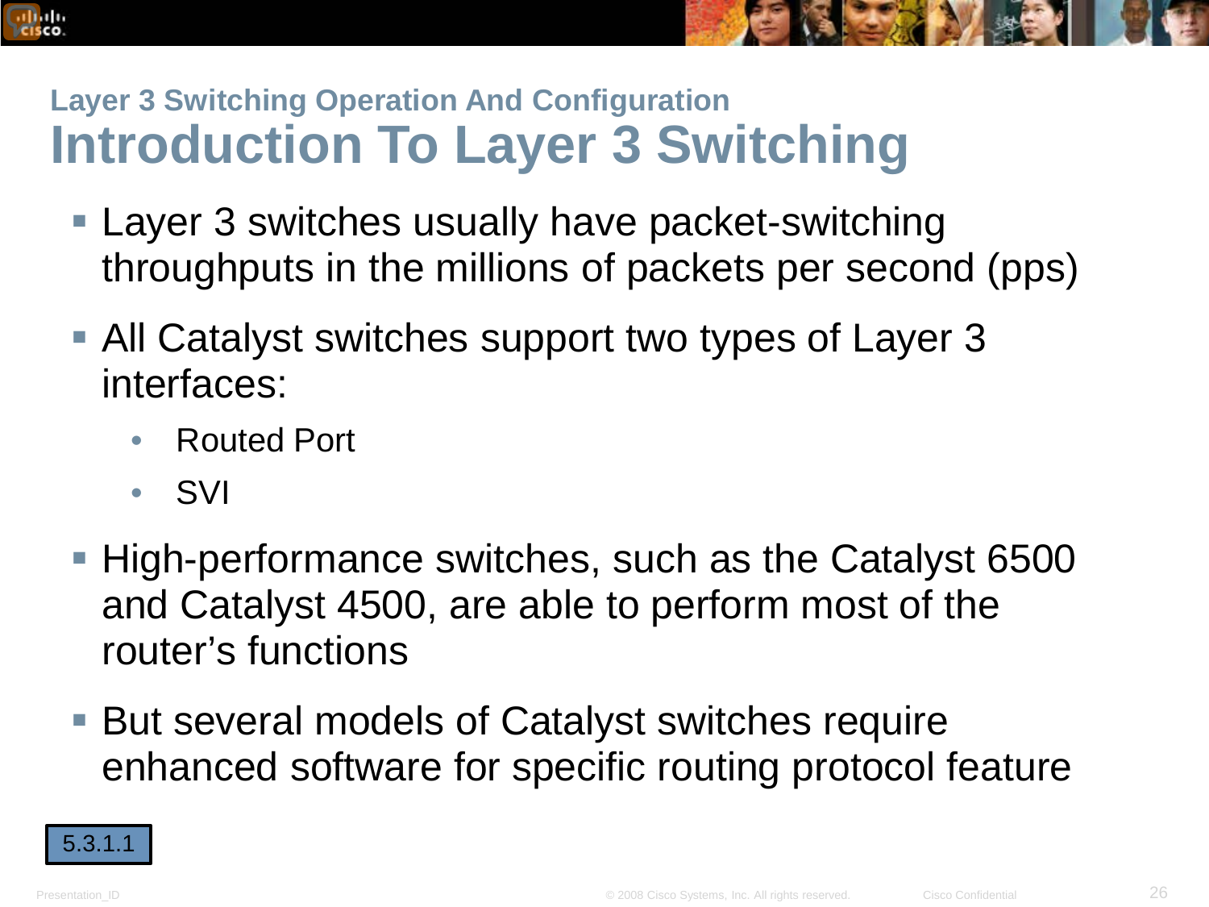## Layer 3 Switching Operation And Configuration

# Introduction To Layer 3 Switching

- Layer 3 switches usually have packet-switching throughputs in the millions of packets per second (pps)
- All Catalyst switches support two types of Layer 3 interfaces:
  - Routed Port
  - SVI
- High-performance switches, such as the Catalyst 6500 and Catalyst 4500, are able to perform most of the router's functions
- But several models of Catalyst switches require enhanced software for specific routing protocol feature

5.3.1.1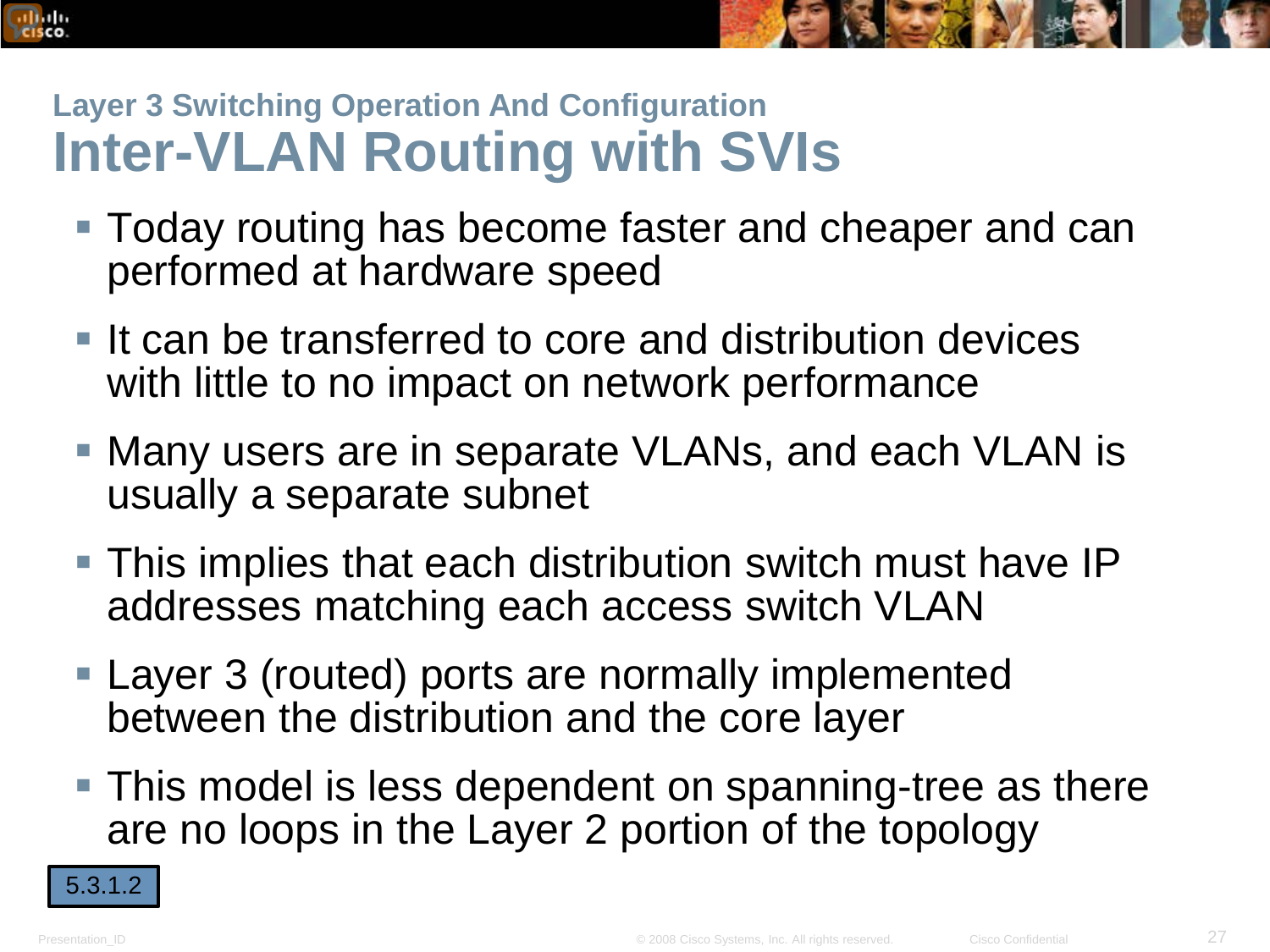## Layer 3 Switching Operation And Configuration

# Inter-VLAN Routing with SVIs

- Today routing has become faster and cheaper and can performed at hardware speed
- It can be transferred to core and distribution devices with little to no impact on network performance
- Many users are in separate VLANs, and each VLAN is usually a separate subnet
- This implies that each distribution switch must have IP addresses matching each access switch VLAN
- Layer 3 (routed) ports are normally implemented between the distribution and the core layer
- This model is less dependent on spanning-tree as there are no loops in the Layer 2 portion of the topology

5.3.1.2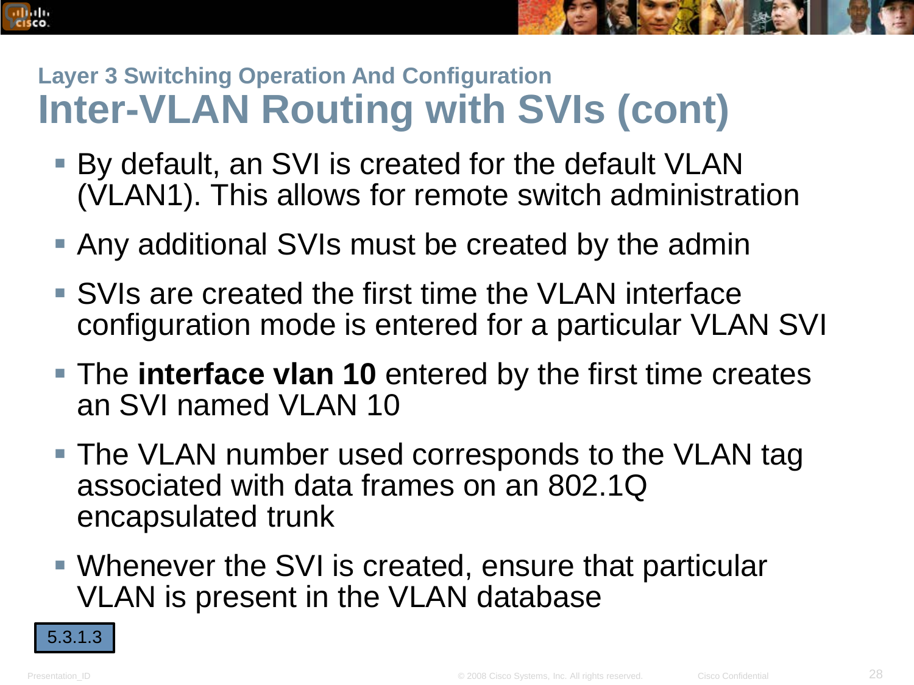## Layer 3 Switching Operation And Configuration

# Inter-VLAN Routing with SVIs (cont)

- By default, an SVI is created for the default VLAN (VLAN1). This allows for remote switch administration
- Any additional SVIs must be created by the admin
- SVIs are created the first time the VLAN interface configuration mode is entered for a particular VLAN SVI
- The **interface vlan 10** entered by the first time creates an SVI named VLAN 10
- The VLAN number used corresponds to the VLAN tag associated with data frames on an 802.1Q encapsulated trunk
- Whenever the SVI is created, ensure that particular VLAN is present in the VLAN database

5.3.1.3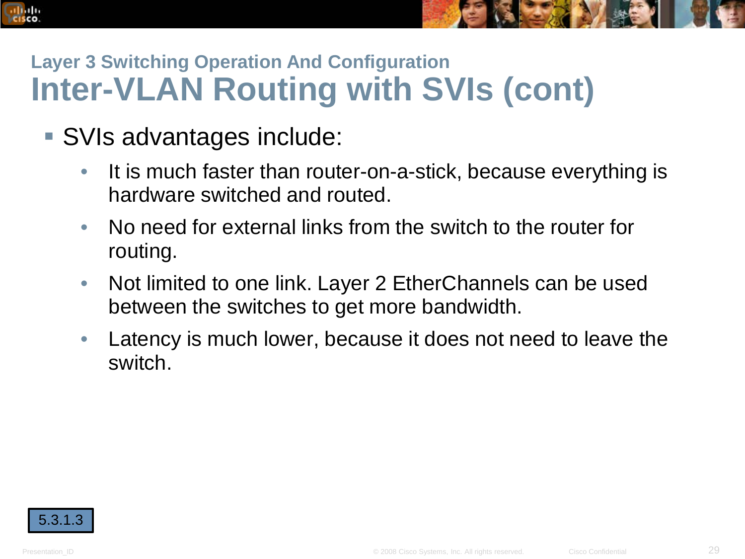### Layer 3 Switching Operation And Configuration

# Inter-VLAN Routing with SVIs (cont)

- SVIs advantages include:
  - It is much faster than router-on-a-stick, because everything is hardware switched and routed.
  - No need for external links from the switch to the router for routing.
  - Not limited to one link. Layer 2 EtherChannels can be used between the switches to get more bandwidth.
  - Latency is much lower, because it does not need to leave the switch.

5.3.1.3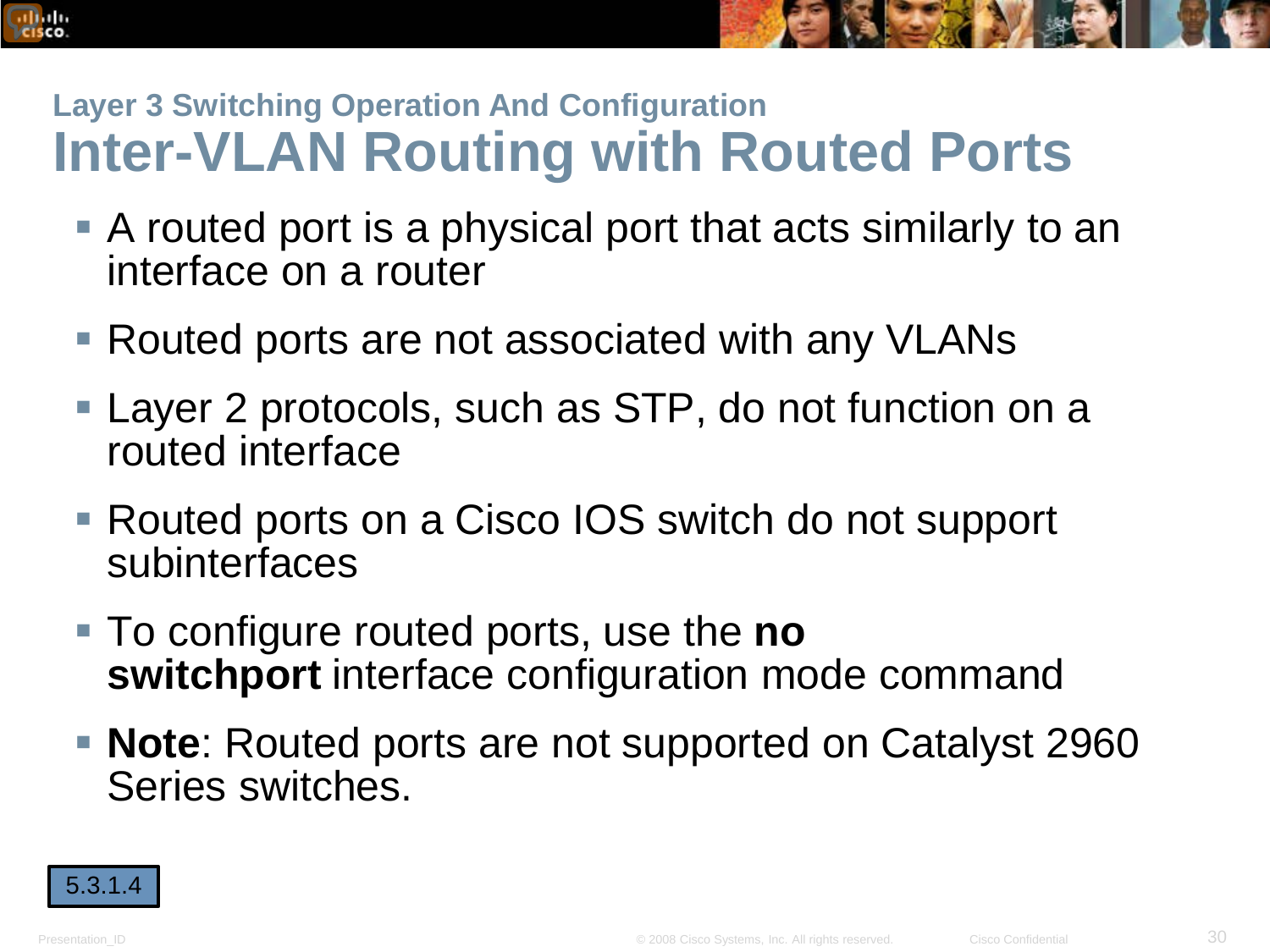## Layer 3 Switching Operation And Configuration

# Inter-VLAN Routing with Routed Ports

- A routed port is a physical port that acts similarly to an interface on a router
- Routed ports are not associated with any VLANs
- Layer 2 protocols, such as STP, do not function on a routed interface
- Routed ports on a Cisco IOS switch do not support subinterfaces
- To configure routed ports, use the **no switchport** interface configuration mode command
- **Note**: Routed ports are not supported on Catalyst 2960 Series switches.

5.3.1.4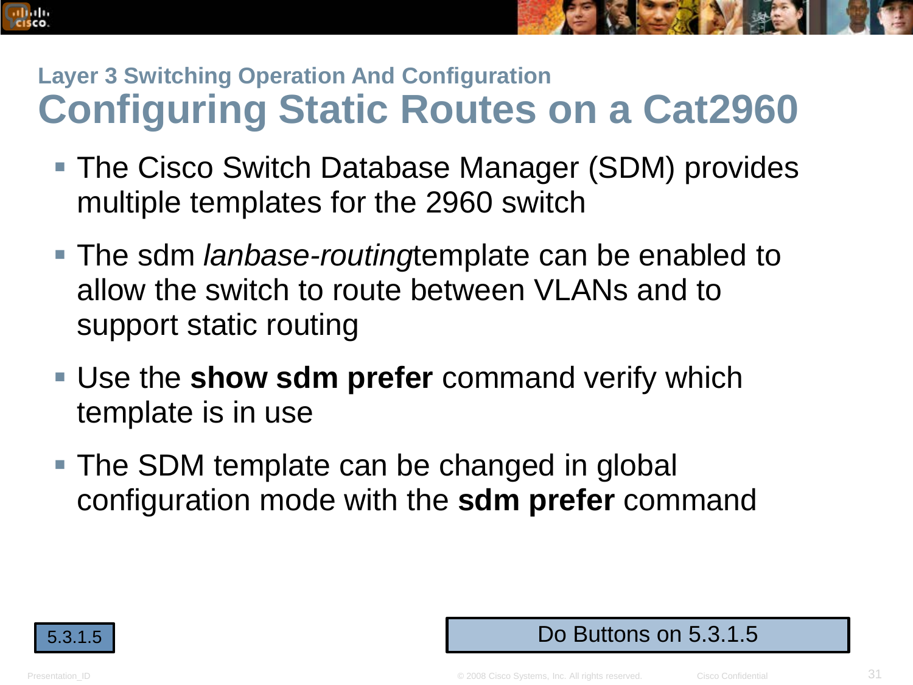## Layer 3 Switching Operation And Configuration

# Configuring Static Routes on a Cat2960

- The Cisco Switch Database Manager (SDM) provides multiple templates for the 2960 switch
- The sdm *lanbase-routing*template can be enabled to allow the switch to route between VLANs and to support static routing
- Use the **show sdm prefer** command verify which template is in use
- The SDM template can be changed in global configuration mode with the **sdm prefer** command

5.3.1.5

Do Buttons on 5.3.1.5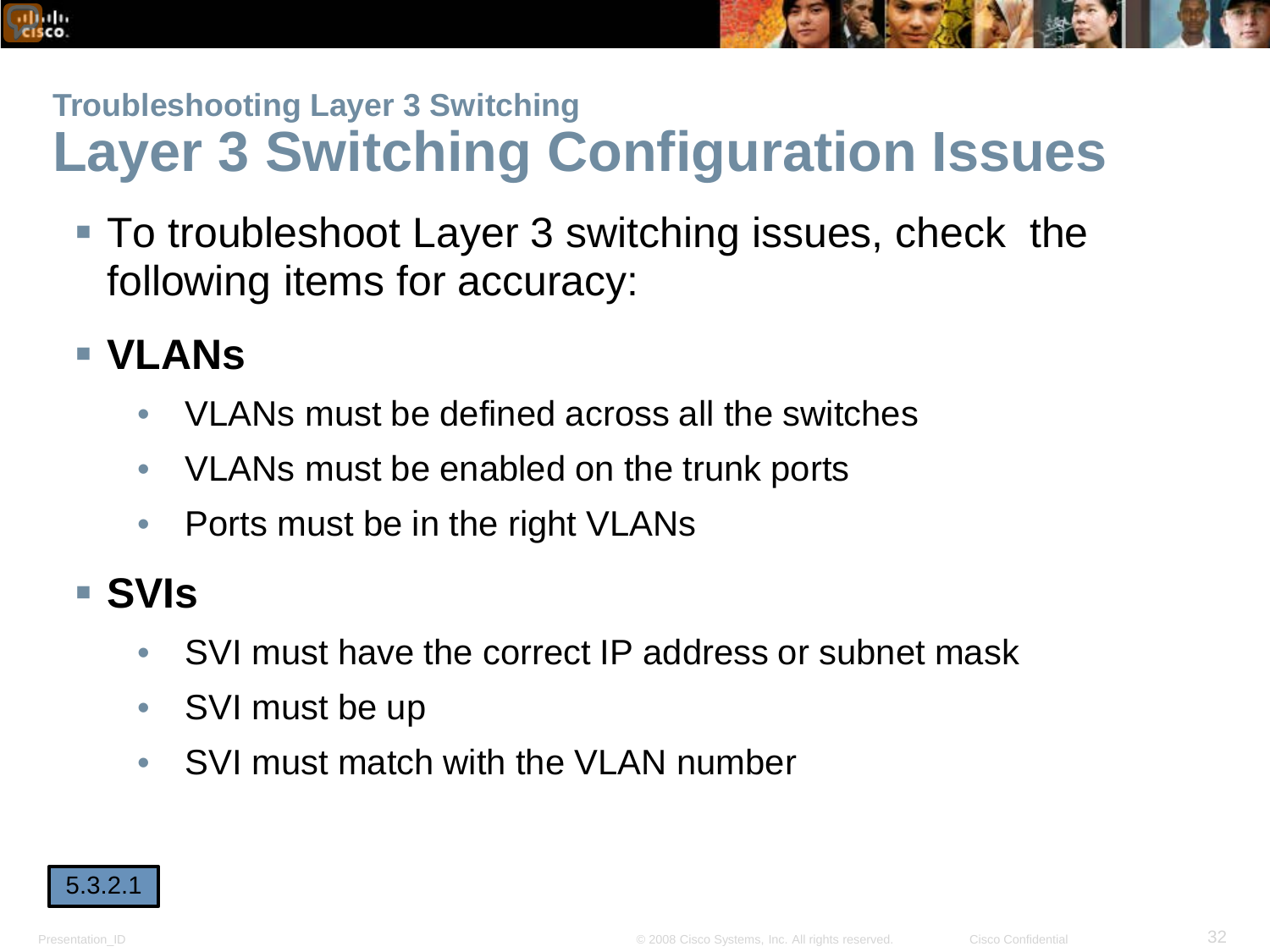## Troubleshooting Layer 3 Switching

# Layer 3 Switching Configuration Issues

- To troubleshoot Layer 3 switching issues, check the following items for accuracy:
- **VLANs**
  - VLANs must be defined across all the switches
  - VLANs must be enabled on the trunk ports
  - Ports must be in the right VLANs
- **SVIs**
  - SVI must have the correct IP address or subnet mask
  - SVI must be up
  - SVI must match with the VLAN number

5.3.2.1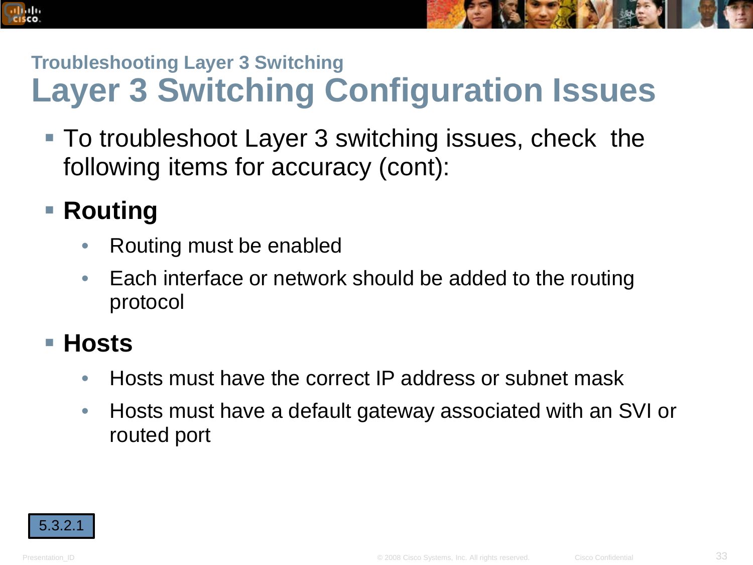### Troubleshooting Layer 3 Switching

# Layer 3 Switching Configuration Issues

- To troubleshoot Layer 3 switching issues, check the following items for accuracy (cont):
- **Routing**
  - Routing must be enabled
  - Each interface or network should be added to the routing protocol
- **Hosts**
  - Hosts must have the correct IP address or subnet mask
  - Hosts must have a default gateway associated with an SVI or routed port

5.3.2.1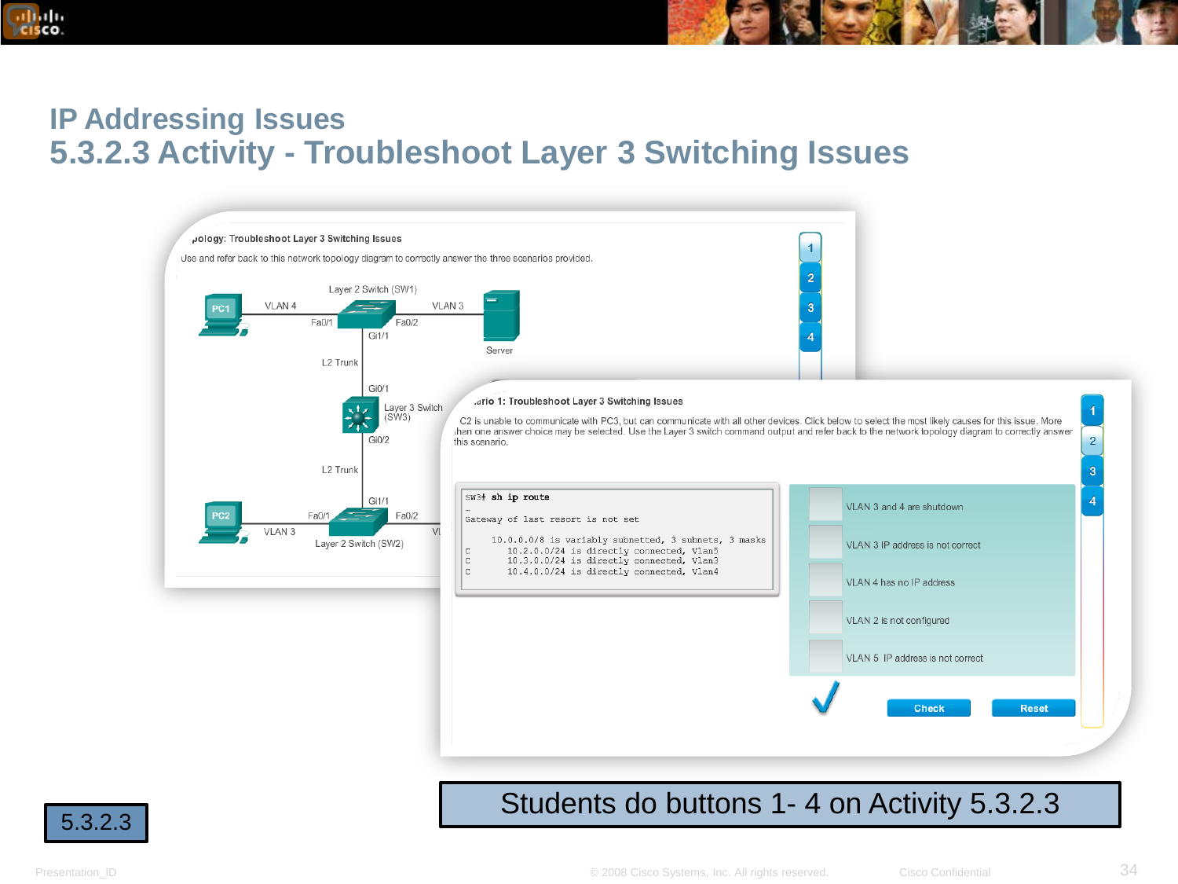# IP Addressing Issues

## 5.3.2.3 Activity - Troubleshoot Layer 3 Switching Issues

Topology: Troubleshoot Layer 3 Switching Issues

Use and refer back to this network topology diagram to correctly answer the three scenarios provided.

Scenario 1: Troubleshoot Layer 3 Switching Issues

C2 is unable to communicate with PC3, but can communicate with all other devices. Click below to select the most likely causes for this issue. More than one answer choice may be selected. Use the Layer 3 switch command output and refer back to the network topology diagram to correctly answer this scenario.

```
SW3# sh ip route
…
Gateway of last resort is not set

     10.0.0.0/8 is variably subnetted, 3 subnets, 3 masks
C       10.2.0.0/24 is directly connected, Vlan5
C       10.3.0.0/24 is directly connected, Vlan3
C       10.4.0.0/24 is directly connected, Vlan4
```

- VLAN 3 and 4 are shutdown
- VLAN 3 IP address is not correct
- VLAN 4 has no IP address
- VLAN 2 is not configured
- VLAN 5 IP address is not correct

Students do buttons 1- 4 on Activity 5.3.2.3

5.3.2.3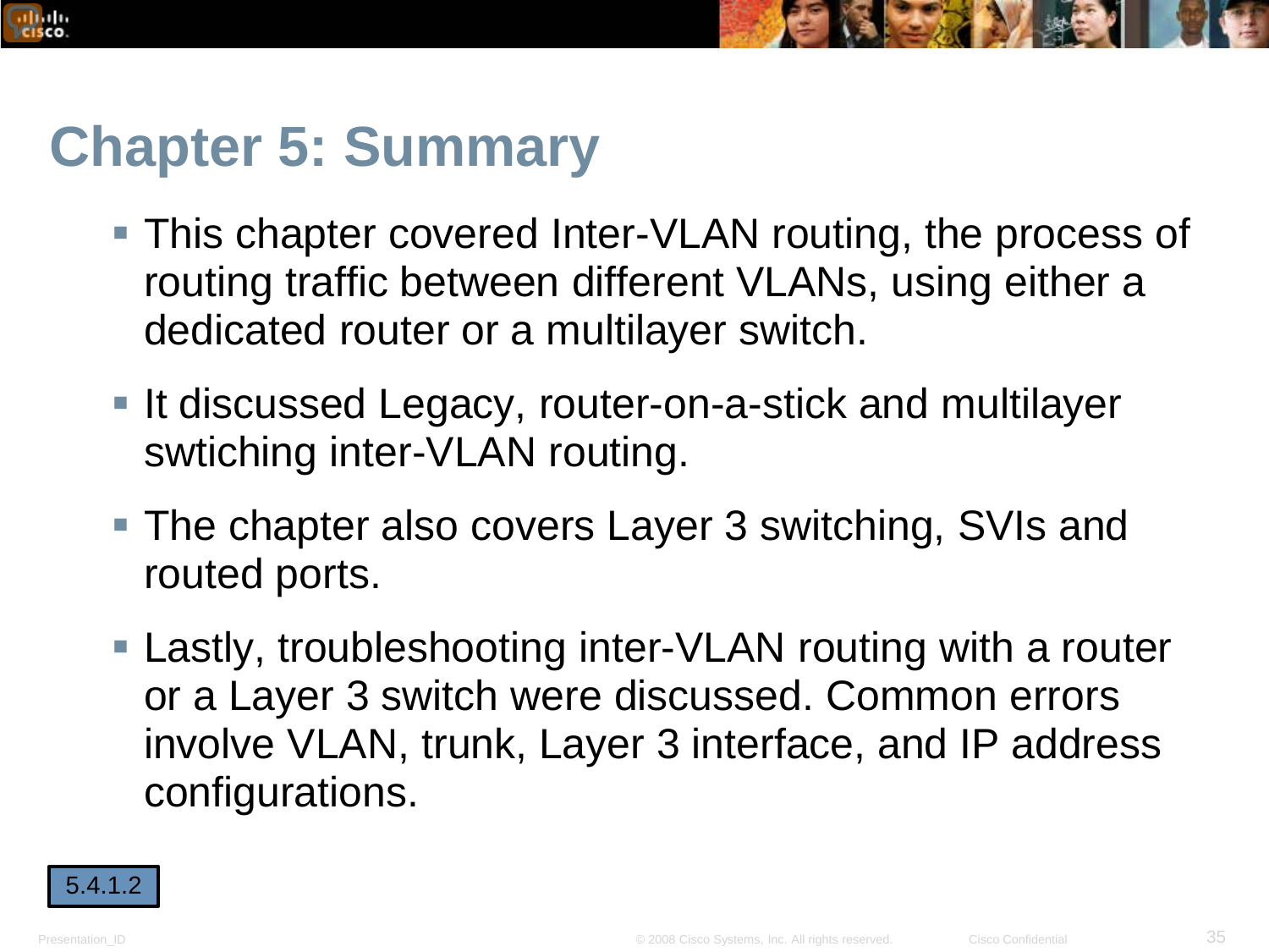# Chapter 5: Summary

- This chapter covered Inter-VLAN routing, the process of routing traffic between different VLANs, using either a dedicated router or a multilayer switch.
- It discussed Legacy, router-on-a-stick and multilayer swtiching inter-VLAN routing.
- The chapter also covers Layer 3 switching, SVIs and routed ports.
- Lastly, troubleshooting inter-VLAN routing with a router or a Layer 3 switch were discussed. Common errors involve VLAN, trunk, Layer 3 interface, and IP address configurations.

5.4.1.2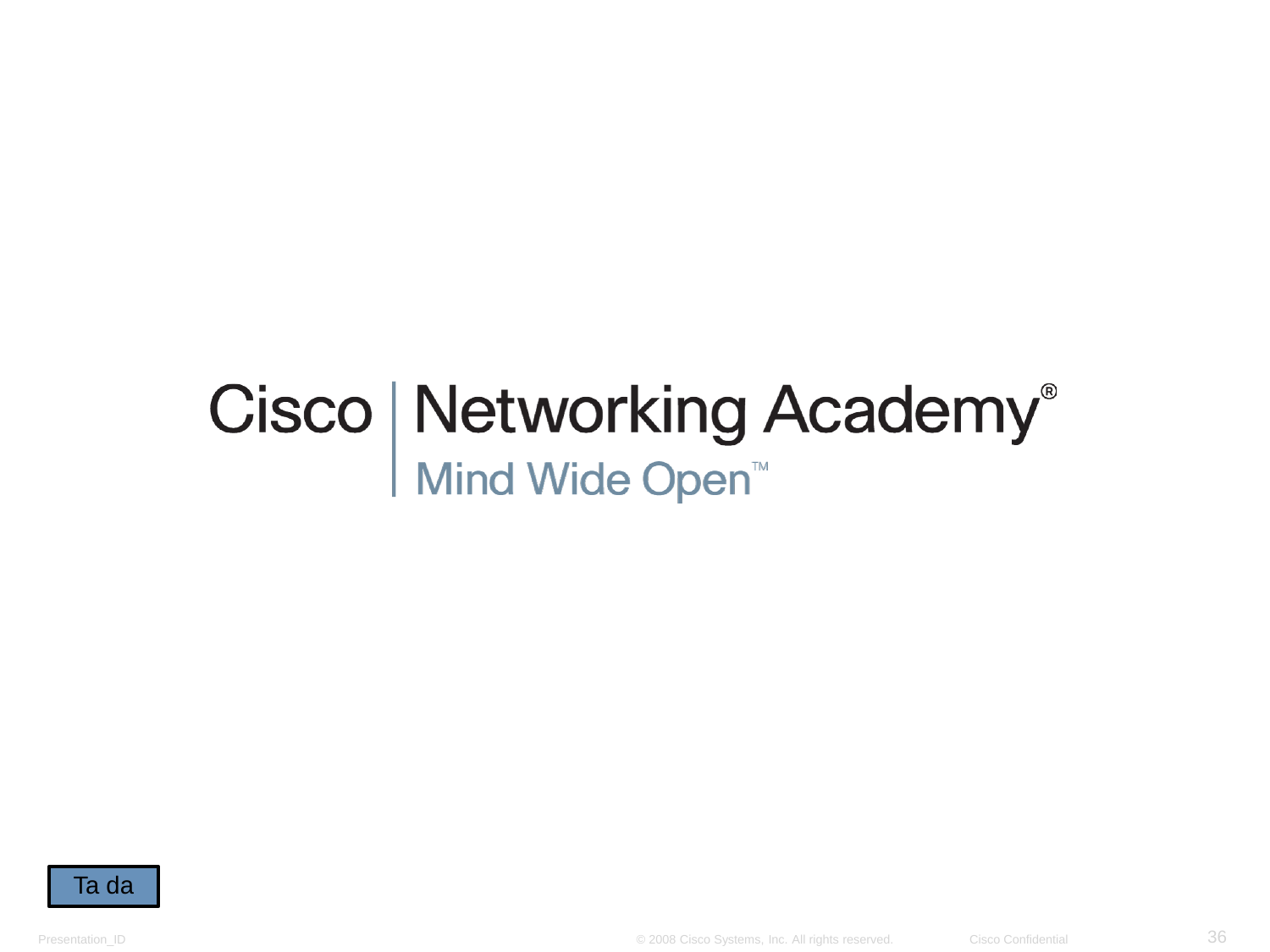Cisco | Networking Academy®

Mind Wide Open™

Ta da